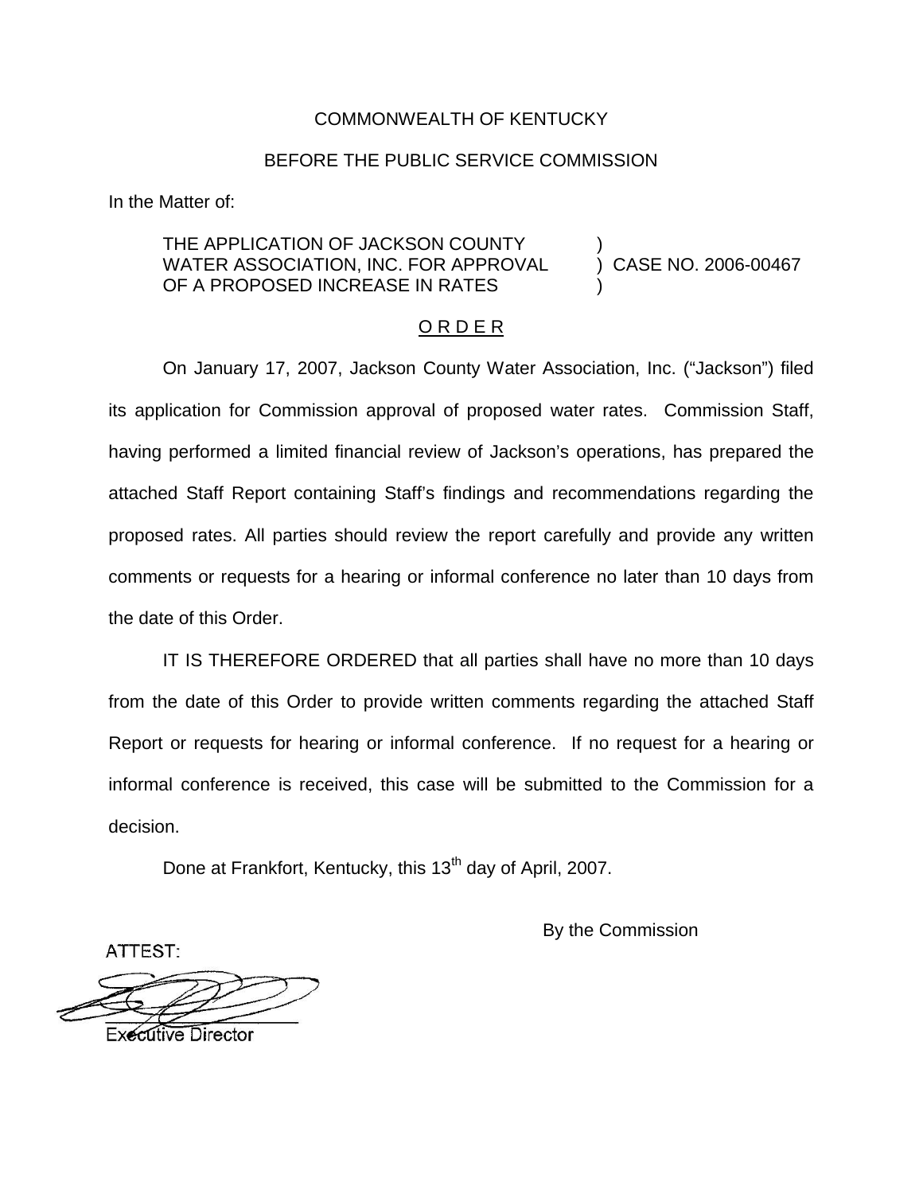COMMONWEALTH OF KENTUCKY

BEFORE THE PUBLIC SERVICE COMMISSION

In the Matter of:

| | | |
|---|---|---|
| THE APPLICATION OF JACKSON COUNTY WATER ASSOCIATION, INC. FOR APPROVAL OF A PROPOSED INCREASE IN RATES | ) ) ) | CASE NO. 2006-00467 |

O R D E R

On January 17, 2007, Jackson County Water Association, Inc. ("Jackson") filed its application for Commission approval of proposed water rates. Commission Staff, having performed a limited financial review of Jackson's operations, has prepared the attached Staff Report containing Staff's findings and recommendations regarding the proposed rates. All parties should review the report carefully and provide any written comments or requests for a hearing or informal conference no later than 10 days from the date of this Order.

IT IS THEREFORE ORDERED that all parties shall have no more than 10 days from the date of this Order to provide written comments regarding the attached Staff Report or requests for hearing or informal conference. If no request for a hearing or informal conference is received, this case will be submitted to the Commission for a decision.

Done at Frankfort, Kentucky, this 13th day of April, 2007.

By the Commission

ATTEST:

Executive Director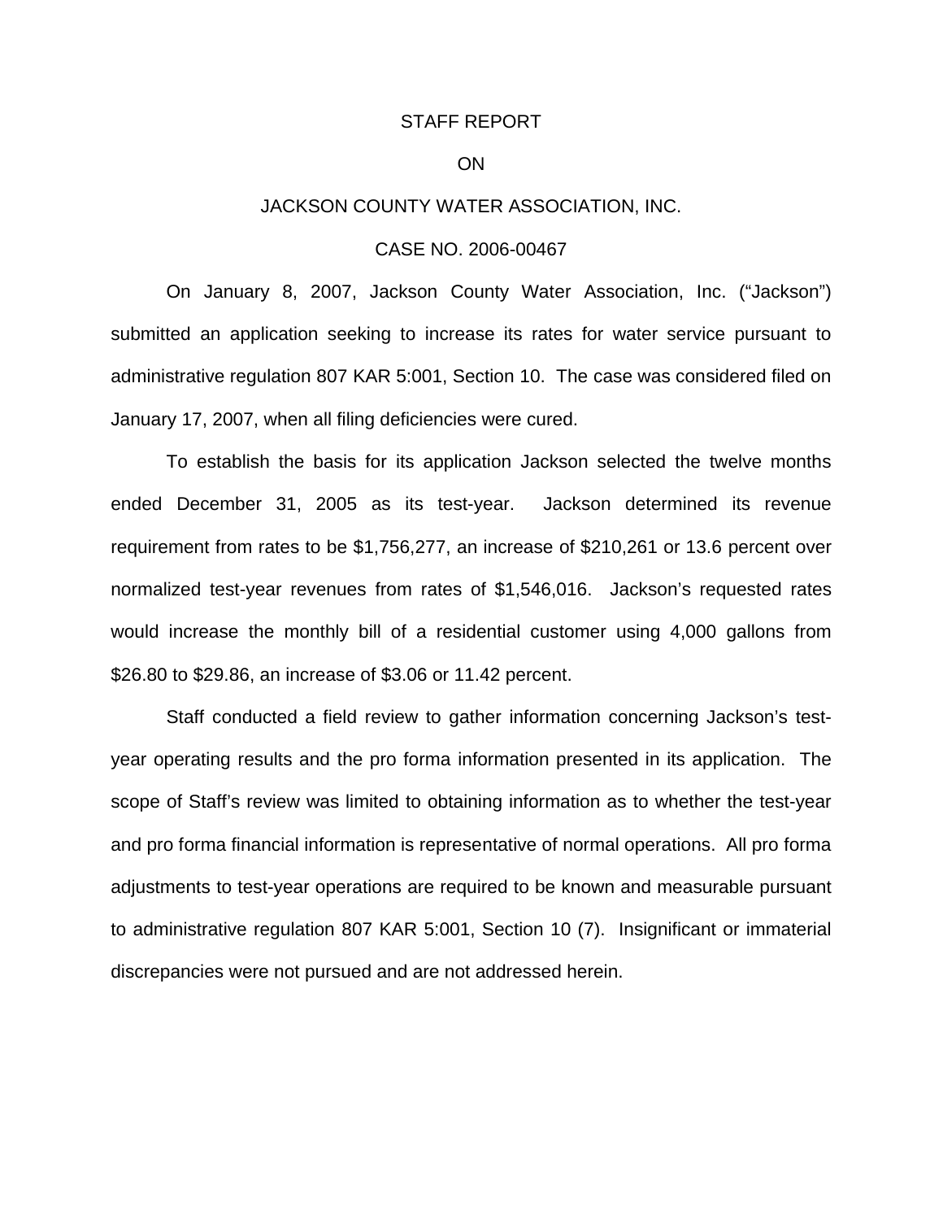STAFF REPORT

ON

JACKSON COUNTY WATER ASSOCIATION, INC.

CASE NO. 2006-00467

On January 8, 2007, Jackson County Water Association, Inc. ("Jackson") submitted an application seeking to increase its rates for water service pursuant to administrative regulation 807 KAR 5:001, Section 10. The case was considered filed on January 17, 2007, when all filing deficiencies were cured.

To establish the basis for its application Jackson selected the twelve months ended December 31, 2005 as its test-year. Jackson determined its revenue requirement from rates to be $1,756,277, an increase of $210,261 or 13.6 percent over normalized test-year revenues from rates of $1,546,016. Jackson's requested rates would increase the monthly bill of a residential customer using 4,000 gallons from $26.80 to $29.86, an increase of $3.06 or 11.42 percent.

Staff conducted a field review to gather information concerning Jackson's test-year operating results and the pro forma information presented in its application. The scope of Staff's review was limited to obtaining information as to whether the test-year and pro forma financial information is representative of normal operations. All pro forma adjustments to test-year operations are required to be known and measurable pursuant to administrative regulation 807 KAR 5:001, Section 10 (7). Insignificant or immaterial discrepancies were not pursued and are not addressed herein.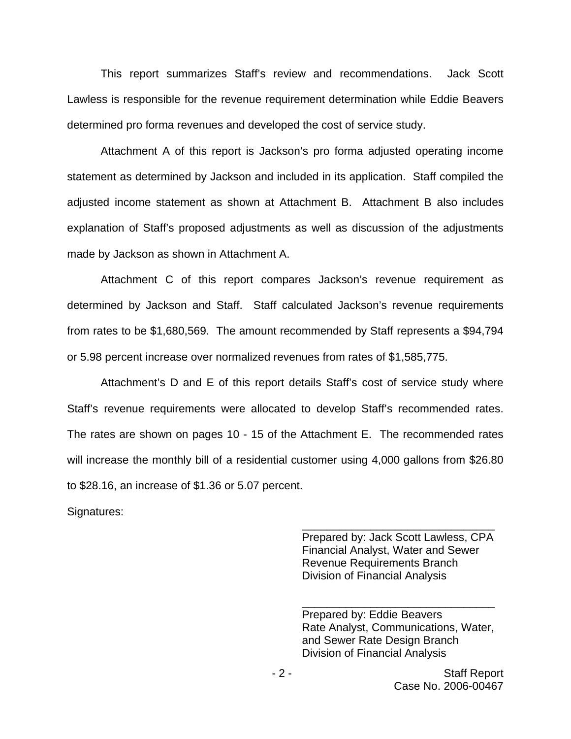This report summarizes Staff's review and recommendations. Jack Scott Lawless is responsible for the revenue requirement determination while Eddie Beavers determined pro forma revenues and developed the cost of service study.

Attachment A of this report is Jackson's pro forma adjusted operating income statement as determined by Jackson and included in its application. Staff compiled the adjusted income statement as shown at Attachment B. Attachment B also includes explanation of Staff's proposed adjustments as well as discussion of the adjustments made by Jackson as shown in Attachment A.

Attachment C of this report compares Jackson's revenue requirement as determined by Jackson and Staff. Staff calculated Jackson's revenue requirements from rates to be $1,680,569. The amount recommended by Staff represents a $94,794 or 5.98 percent increase over normalized revenues from rates of $1,585,775.

Attachment's D and E of this report details Staff's cost of service study where Staff's revenue requirements were allocated to develop Staff's recommended rates. The rates are shown on pages 10 - 15 of the Attachment E. The recommended rates will increase the monthly bill of a residential customer using 4,000 gallons from $26.80 to $28.16, an increase of $1.36 or 5.07 percent.

Signatures:

\_\_\_\_\_\_\_\_\_\_\_\_\_\_\_\_\_\_\_\_\_\_\_\_\_\_\_\_\_\_\_\_
Prepared by: Jack Scott Lawless, CPA
Financial Analyst, Water and Sewer
Revenue Requirements Branch
Division of Financial Analysis

\_\_\_\_\_\_\_\_\_\_\_\_\_\_\_\_\_\_\_\_\_\_\_\_\_\_\_\_\_\_\_\_
Prepared by: Eddie Beavers
Rate Analyst, Communications, Water,
and Sewer Rate Design Branch
Division of Financial Analysis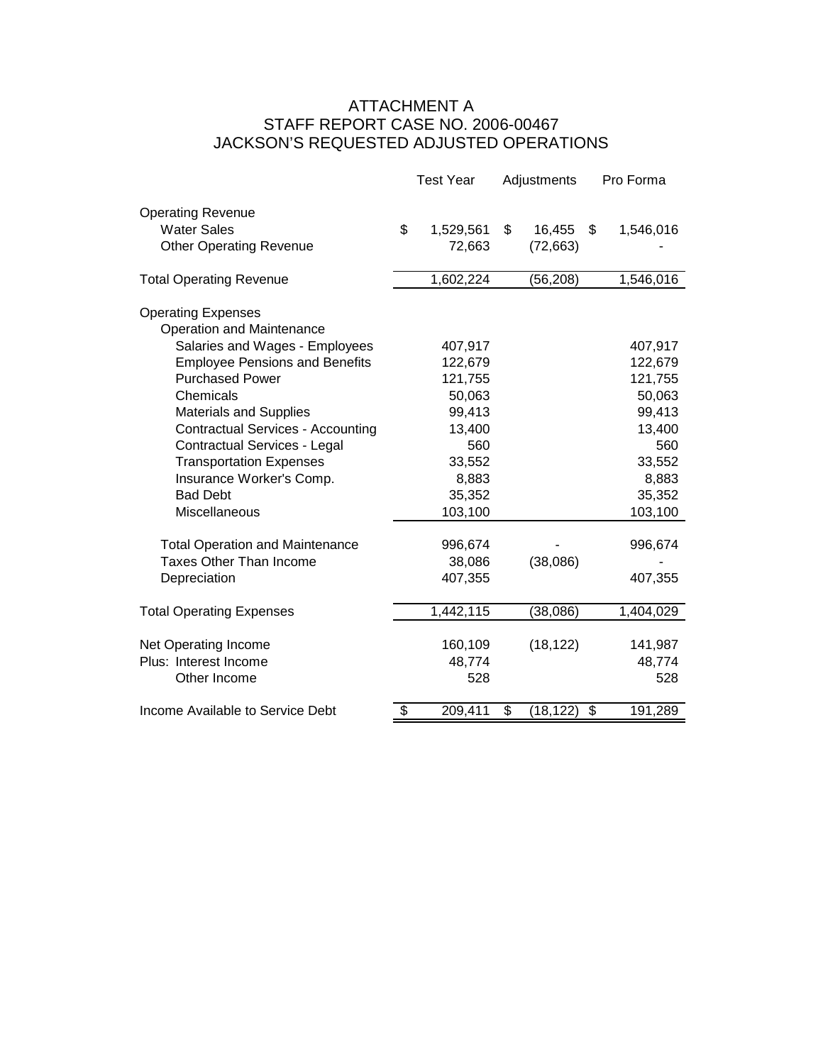# ATTACHMENT A
## STAFF REPORT CASE NO. 2006-00467
## JACKSON'S REQUESTED ADJUSTED OPERATIONS

| | Test Year | Adjustments | Pro Forma |
|---|---|---|---|
| **Operating Revenue** | | | |
| Water Sales | $ 1,529,561 | $ 16,455 | $ 1,546,016 |
| Other Operating Revenue | 72,663 | (72,663) | - |
| **Total Operating Revenue** | 1,602,224 | (56,208) | 1,546,016 |
| **Operating Expenses** | | | |
| Operation and Maintenance | | | |
| Salaries and Wages - Employees | 407,917 | | 407,917 |
| Employee Pensions and Benefits | 122,679 | | 122,679 |
| Purchased Power | 121,755 | | 121,755 |
| Chemicals | 50,063 | | 50,063 |
| Materials and Supplies | 99,413 | | 99,413 |
| Contractual Services - Accounting | 13,400 | | 13,400 |
| Contractual Services - Legal | 560 | | 560 |
| Transportation Expenses | 33,552 | | 33,552 |
| Insurance Worker's Comp. | 8,883 | | 8,883 |
| Bad Debt | 35,352 | | 35,352 |
| Miscellaneous | 103,100 | | 103,100 |
| Total Operation and Maintenance | 996,674 | - | 996,674 |
| Taxes Other Than Income | 38,086 | (38,086) | - |
| Depreciation | 407,355 | | 407,355 |
| **Total Operating Expenses** | 1,442,115 | (38,086) | 1,404,029 |
| Net Operating Income | 160,109 | (18,122) | 141,987 |
| Plus: Interest Income | 48,774 | | 48,774 |
| Other Income | 528 | | 528 |
| **Income Available to Service Debt** | $ 209,411 | $ (18,122) | $ 191,289 |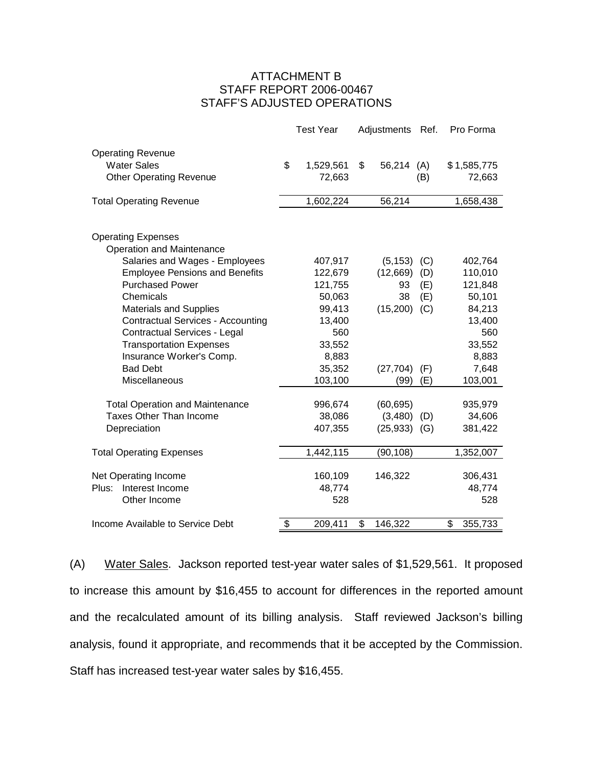# ATTACHMENT B
# STAFF REPORT 2006-00467
# STAFF'S ADJUSTED OPERATIONS

| | Test Year | Adjustments | Ref. | Pro Forma |
|---|---|---|---|---|
| **Operating Revenue** | | | | |
| Water Sales | $ 1,529,561 | $ 56,214 | (A) | $ 1,585,775 |
| Other Operating Revenue | 72,663 | | (B) | 72,663 |
| Total Operating Revenue | 1,602,224 | 56,214 | | 1,658,438 |
| **Operating Expenses** | | | | |
| Operation and Maintenance | | | | |
| Salaries and Wages - Employees | 407,917 | (5,153) | (C) | 402,764 |
| Employee Pensions and Benefits | 122,679 | (12,669) | (D) | 110,010 |
| Purchased Power | 121,755 | 93 | (E) | 121,848 |
| Chemicals | 50,063 | 38 | (E) | 50,101 |
| Materials and Supplies | 99,413 | (15,200) | (C) | 84,213 |
| Contractual Services - Accounting | 13,400 | | | 13,400 |
| Contractual Services - Legal | 560 | | | 560 |
| Transportation Expenses | 33,552 | | | 33,552 |
| Insurance Worker's Comp. | 8,883 | | | 8,883 |
| Bad Debt | 35,352 | (27,704) | (F) | 7,648 |
| Miscellaneous | 103,100 | (99) | (E) | 103,001 |
| Total Operation and Maintenance | 996,674 | (60,695) | | 935,979 |
| Taxes Other Than Income | 38,086 | (3,480) | (D) | 34,606 |
| Depreciation | 407,355 | (25,933) | (G) | 381,422 |
| Total Operating Expenses | 1,442,115 | (90,108) | | 1,352,007 |
| Net Operating Income | 160,109 | 146,322 | | 306,431 |
| Plus: Interest Income | 48,774 | | | 48,774 |
| Other Income | 528 | | | 528 |
| Income Available to Service Debt | $ 209,411 | $ 146,322 | | $ 355,733 |

(A) Water Sales. Jackson reported test-year water sales of $1,529,561. It proposed to increase this amount by $16,455 to account for differences in the reported amount and the recalculated amount of its billing analysis. Staff reviewed Jackson's billing analysis, found it appropriate, and recommends that it be accepted by the Commission. Staff has increased test-year water sales by $16,455.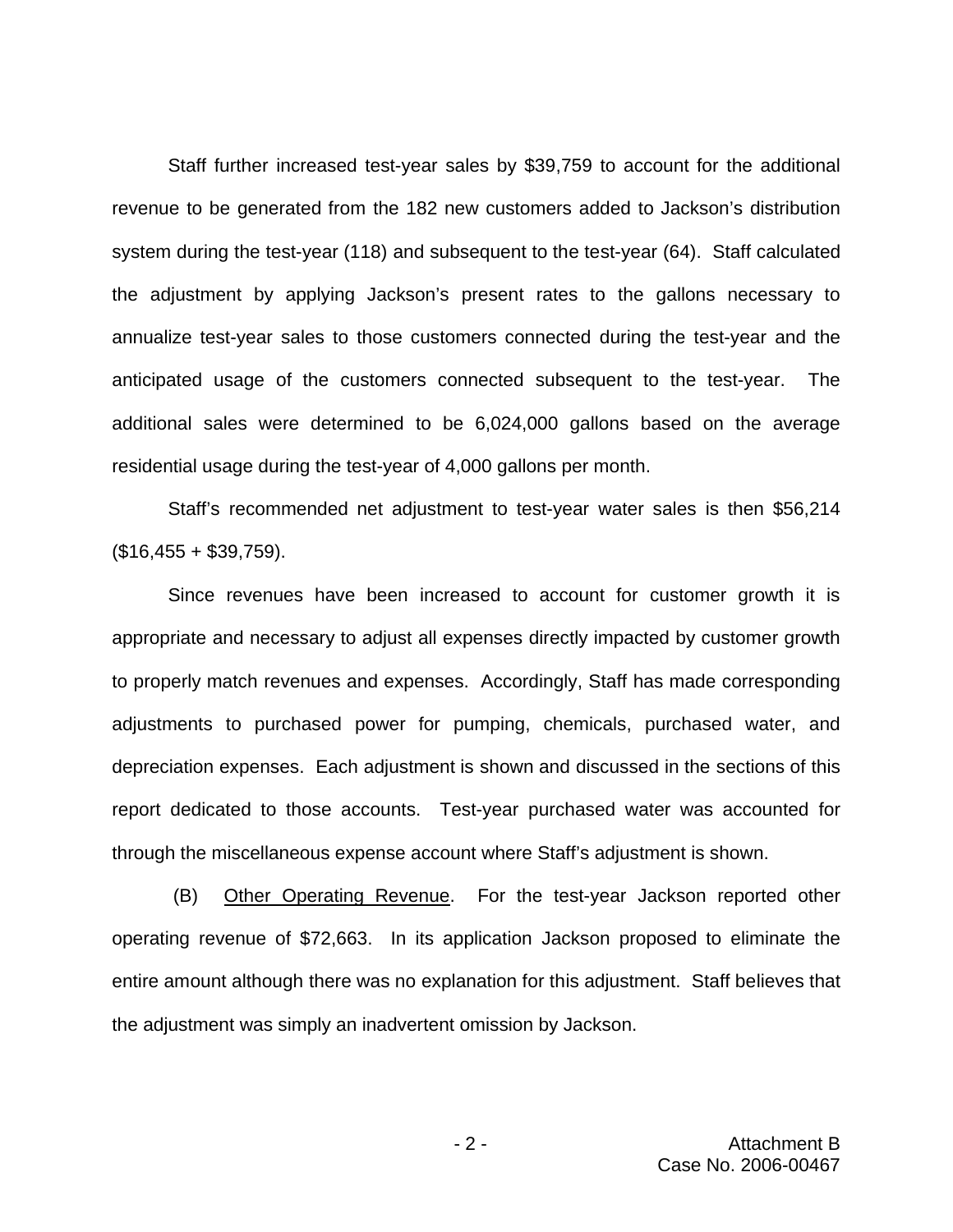Staff further increased test-year sales by $39,759 to account for the additional revenue to be generated from the 182 new customers added to Jackson's distribution system during the test-year (118) and subsequent to the test-year (64). Staff calculated the adjustment by applying Jackson's present rates to the gallons necessary to annualize test-year sales to those customers connected during the test-year and the anticipated usage of the customers connected subsequent to the test-year. The additional sales were determined to be 6,024,000 gallons based on the average residential usage during the test-year of 4,000 gallons per month.

Staff's recommended net adjustment to test-year water sales is then $56,214 ($16,455 + $39,759).

Since revenues have been increased to account for customer growth it is appropriate and necessary to adjust all expenses directly impacted by customer growth to properly match revenues and expenses. Accordingly, Staff has made corresponding adjustments to purchased power for pumping, chemicals, purchased water, and depreciation expenses. Each adjustment is shown and discussed in the sections of this report dedicated to those accounts. Test-year purchased water was accounted for through the miscellaneous expense account where Staff's adjustment is shown.

(B) Other Operating Revenue. For the test-year Jackson reported other operating revenue of $72,663. In its application Jackson proposed to eliminate the entire amount although there was no explanation for this adjustment. Staff believes that the adjustment was simply an inadvertent omission by Jackson.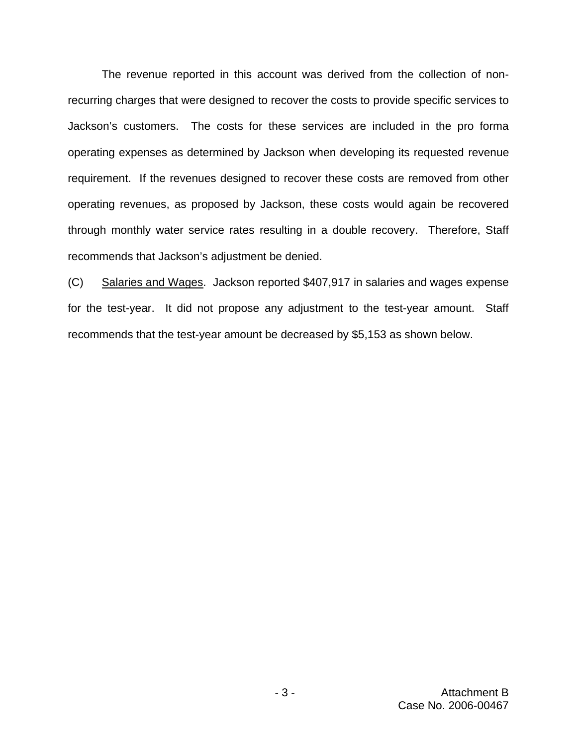The revenue reported in this account was derived from the collection of non-recurring charges that were designed to recover the costs to provide specific services to Jackson's customers. The costs for these services are included in the pro forma operating expenses as determined by Jackson when developing its requested revenue requirement. If the revenues designed to recover these costs are removed from other operating revenues, as proposed by Jackson, these costs would again be recovered through monthly water service rates resulting in a double recovery. Therefore, Staff recommends that Jackson's adjustment be denied.

(C) Salaries and Wages. Jackson reported $407,917 in salaries and wages expense for the test-year. It did not propose any adjustment to the test-year amount. Staff recommends that the test-year amount be decreased by $5,153 as shown below.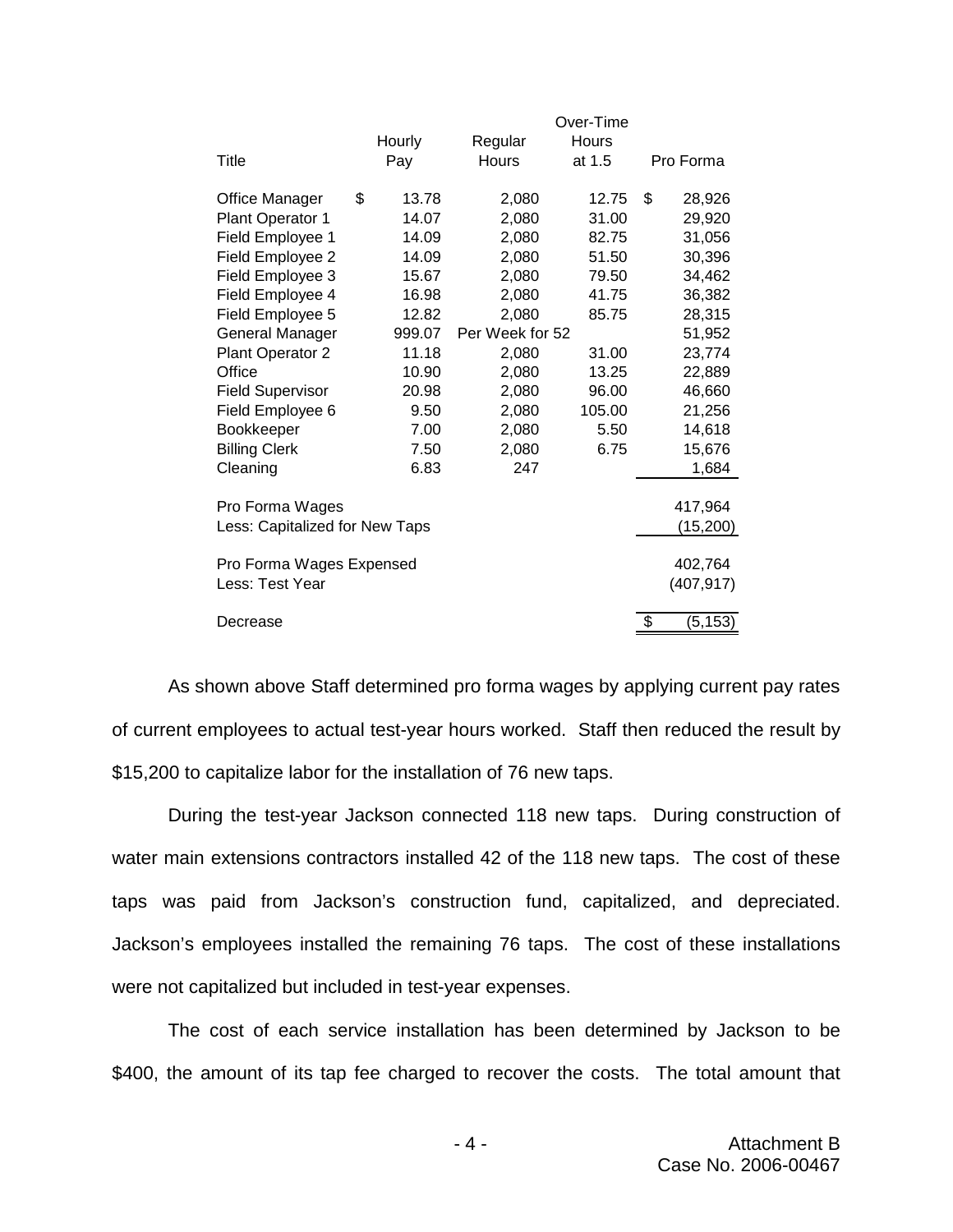| Title | Hourly Pay | Regular Hours | Over-Time Hours at 1.5 | Pro Forma |
|---|---|---|---|---|
| Office Manager | $ 13.78 | 2,080 | 12.75 | $ 28,926 |
| Plant Operator 1 | 14.07 | 2,080 | 31.00 | 29,920 |
| Field Employee 1 | 14.09 | 2,080 | 82.75 | 31,056 |
| Field Employee 2 | 14.09 | 2,080 | 51.50 | 30,396 |
| Field Employee 3 | 15.67 | 2,080 | 79.50 | 34,462 |
| Field Employee 4 | 16.98 | 2,080 | 41.75 | 36,382 |
| Field Employee 5 | 12.82 | 2,080 | 85.75 | 28,315 |
| General Manager | 999.07 | Per Week for 52 | | 51,952 |
| Plant Operator 2 | 11.18 | 2,080 | 31.00 | 23,774 |
| Office | 10.90 | 2,080 | 13.25 | 22,889 |
| Field Supervisor | 20.98 | 2,080 | 96.00 | 46,660 |
| Field Employee 6 | 9.50 | 2,080 | 105.00 | 21,256 |
| Bookkeeper | 7.00 | 2,080 | 5.50 | 14,618 |
| Billing Clerk | 7.50 | 2,080 | 6.75 | 15,676 |
| Cleaning | 6.83 | 247 | | 1,684 |
| Pro Forma Wages | | | | 417,964 |
| Less: Capitalized for New Taps | | | | (15,200) |
| Pro Forma Wages Expensed | | | | 402,764 |
| Less: Test Year | | | | (407,917) |
| Decrease | | | | $ (5,153) |

As shown above Staff determined pro forma wages by applying current pay rates of current employees to actual test-year hours worked. Staff then reduced the result by $15,200 to capitalize labor for the installation of 76 new taps.

During the test-year Jackson connected 118 new taps. During construction of water main extensions contractors installed 42 of the 118 new taps. The cost of these taps was paid from Jackson's construction fund, capitalized, and depreciated. Jackson's employees installed the remaining 76 taps. The cost of these installations were not capitalized but included in test-year expenses.

The cost of each service installation has been determined by Jackson to be $400, the amount of its tap fee charged to recover the costs. The total amount that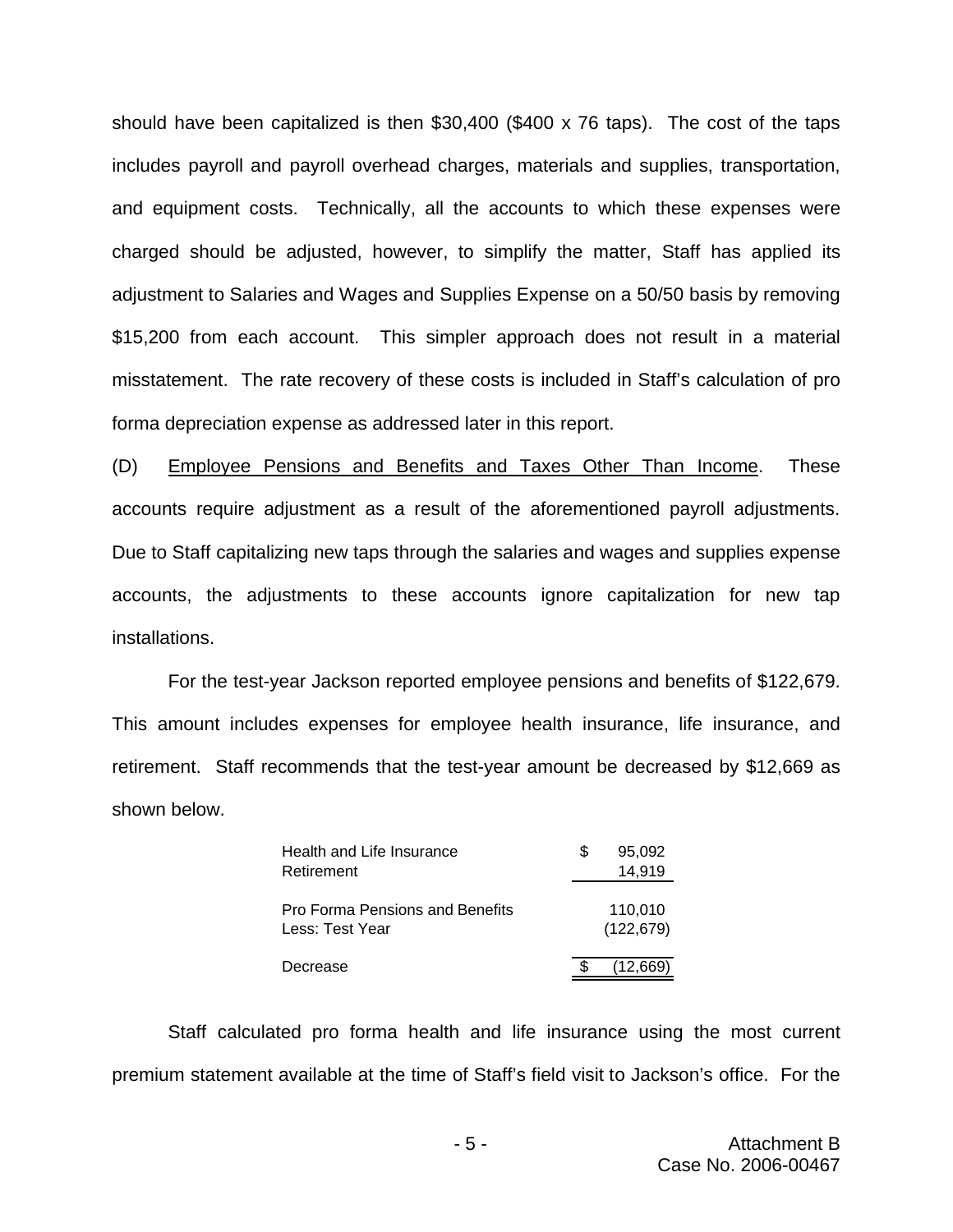should have been capitalized is then $30,400 ($400 x 76 taps). The cost of the taps includes payroll and payroll overhead charges, materials and supplies, transportation, and equipment costs. Technically, all the accounts to which these expenses were charged should be adjusted, however, to simplify the matter, Staff has applied its adjustment to Salaries and Wages and Supplies Expense on a 50/50 basis by removing $15,200 from each account. This simpler approach does not result in a material misstatement. The rate recovery of these costs is included in Staff's calculation of pro forma depreciation expense as addressed later in this report.

(D) Employee Pensions and Benefits and Taxes Other Than Income. These accounts require adjustment as a result of the aforementioned payroll adjustments. Due to Staff capitalizing new taps through the salaries and wages and supplies expense accounts, the adjustments to these accounts ignore capitalization for new tap installations.

For the test-year Jackson reported employee pensions and benefits of $122,679. This amount includes expenses for employee health insurance, life insurance, and retirement. Staff recommends that the test-year amount be decreased by $12,669 as shown below.

| | |
|---|---|
| Health and Life Insurance | $ 95,092 |
| Retirement | 14,919 |
| Pro Forma Pensions and Benefits | 110,010 |
| Less: Test Year | (122,679) |
| Decrease | $ (12,669) |

Staff calculated pro forma health and life insurance using the most current premium statement available at the time of Staff's field visit to Jackson's office. For the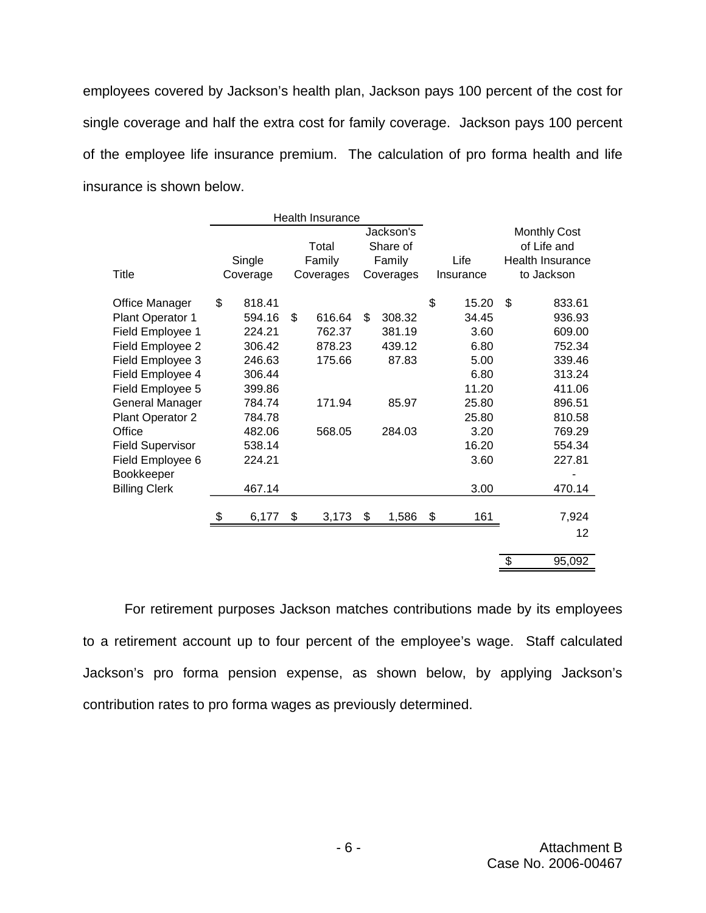employees covered by Jackson's health plan, Jackson pays 100 percent of the cost for single coverage and half the extra cost for family coverage. Jackson pays 100 percent of the employee life insurance premium. The calculation of pro forma health and life insurance is shown below.

| | Health Insurance | | | | |
|---|---|---|---|---|---|
| Title | Single Coverage | Total Family Coverages | Jackson's Share of Family Coverages | Life Insurance | Monthly Cost of Life and Health Insurance to Jackson |
| Office Manager | $ 818.41 | | | $ 15.20 | $ 833.61 |
| Plant Operator 1 | 594.16 | $ 616.64 | $ 308.32 | 34.45 | 936.93 |
| Field Employee 1 | 224.21 | 762.37 | 381.19 | 3.60 | 609.00 |
| Field Employee 2 | 306.42 | 878.23 | 439.12 | 6.80 | 752.34 |
| Field Employee 3 | 246.63 | 175.66 | 87.83 | 5.00 | 339.46 |
| Field Employee 4 | 306.44 | | | 6.80 | 313.24 |
| Field Employee 5 | 399.86 | | | 11.20 | 411.06 |
| General Manager | 784.74 | 171.94 | 85.97 | 25.80 | 896.51 |
| Plant Operator 2 | 784.78 | | | 25.80 | 810.58 |
| Office | 482.06 | 568.05 | 284.03 | 3.20 | 769.29 |
| Field Supervisor | 538.14 | | | 16.20 | 554.34 |
| Field Employee 6 | 224.21 | | | 3.60 | 227.81 |
| Bookkeeper | | | | | - |
| Billing Clerk | 467.14 | | | 3.00 | 470.14 |
| | $ 6,177 | $ 3,173 | $ 1,586 | $ 161 | 7,924 |
| | | | | | 12 |
| | | | | | $ 95,092 |

For retirement purposes Jackson matches contributions made by its employees to a retirement account up to four percent of the employee's wage. Staff calculated Jackson's pro forma pension expense, as shown below, by applying Jackson's contribution rates to pro forma wages as previously determined.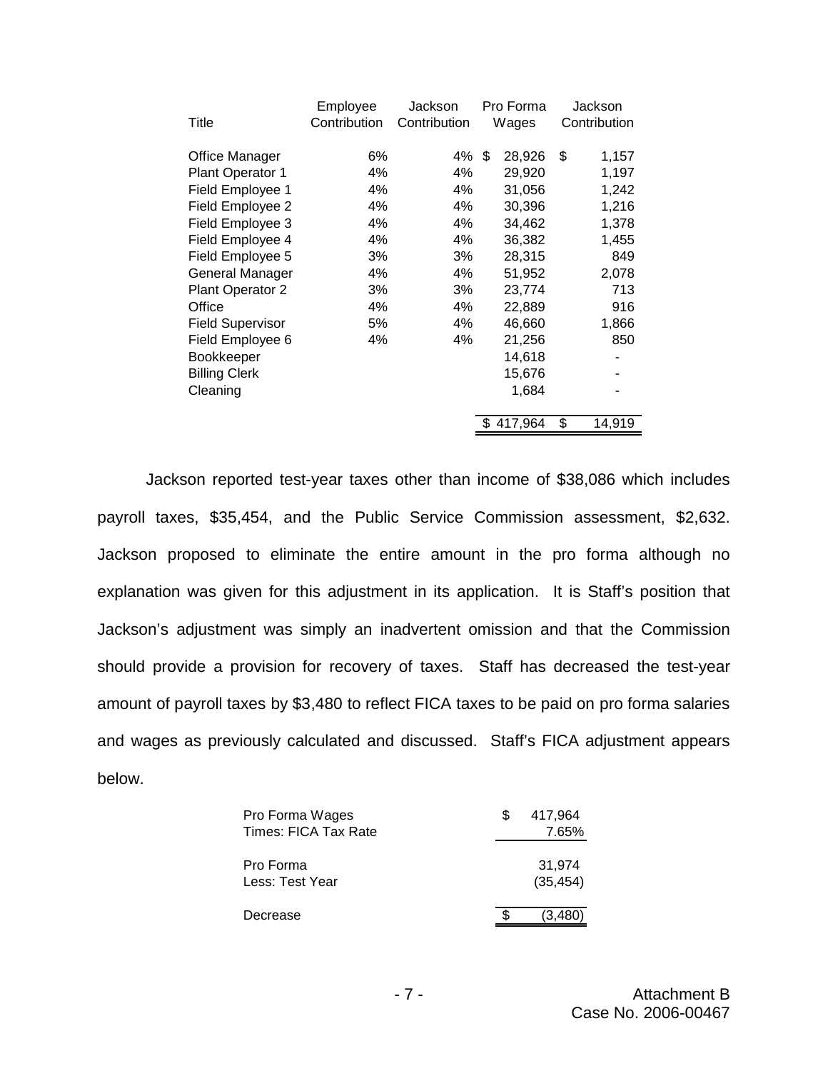| Title | Employee Contribution | Jackson Contribution | Pro Forma Wages | Jackson Contribution |
|---|---|---|---|---|
| Office Manager | 6% | 4% | $ 28,926 | $ 1,157 |
| Plant Operator 1 | 4% | 4% | 29,920 | 1,197 |
| Field Employee 1 | 4% | 4% | 31,056 | 1,242 |
| Field Employee 2 | 4% | 4% | 30,396 | 1,216 |
| Field Employee 3 | 4% | 4% | 34,462 | 1,378 |
| Field Employee 4 | 4% | 4% | 36,382 | 1,455 |
| Field Employee 5 | 3% | 3% | 28,315 | 849 |
| General Manager | 4% | 4% | 51,952 | 2,078 |
| Plant Operator 2 | 3% | 3% | 23,774 | 713 |
| Office | 4% | 4% | 22,889 | 916 |
| Field Supervisor | 5% | 4% | 46,660 | 1,866 |
| Field Employee 6 | 4% | 4% | 21,256 | 850 |
| Bookkeeper | | | 14,618 | - |
| Billing Clerk | | | 15,676 | - |
| Cleaning | | | 1,684 | - |
| | | | $ 417,964 | $ 14,919 |

Jackson reported test-year taxes other than income of $38,086 which includes payroll taxes, $35,454, and the Public Service Commission assessment, $2,632. Jackson proposed to eliminate the entire amount in the pro forma although no explanation was given for this adjustment in its application. It is Staff's position that Jackson's adjustment was simply an inadvertent omission and that the Commission should provide a provision for recovery of taxes. Staff has decreased the test-year amount of payroll taxes by $3,480 to reflect FICA taxes to be paid on pro forma salaries and wages as previously calculated and discussed. Staff's FICA adjustment appears below.

| | |
|---|---|
| Pro Forma Wages | $ 417,964 |
| Times: FICA Tax Rate | 7.65% |
| Pro Forma | 31,974 |
| Less: Test Year | (35,454) |
| Decrease | $ (3,480) |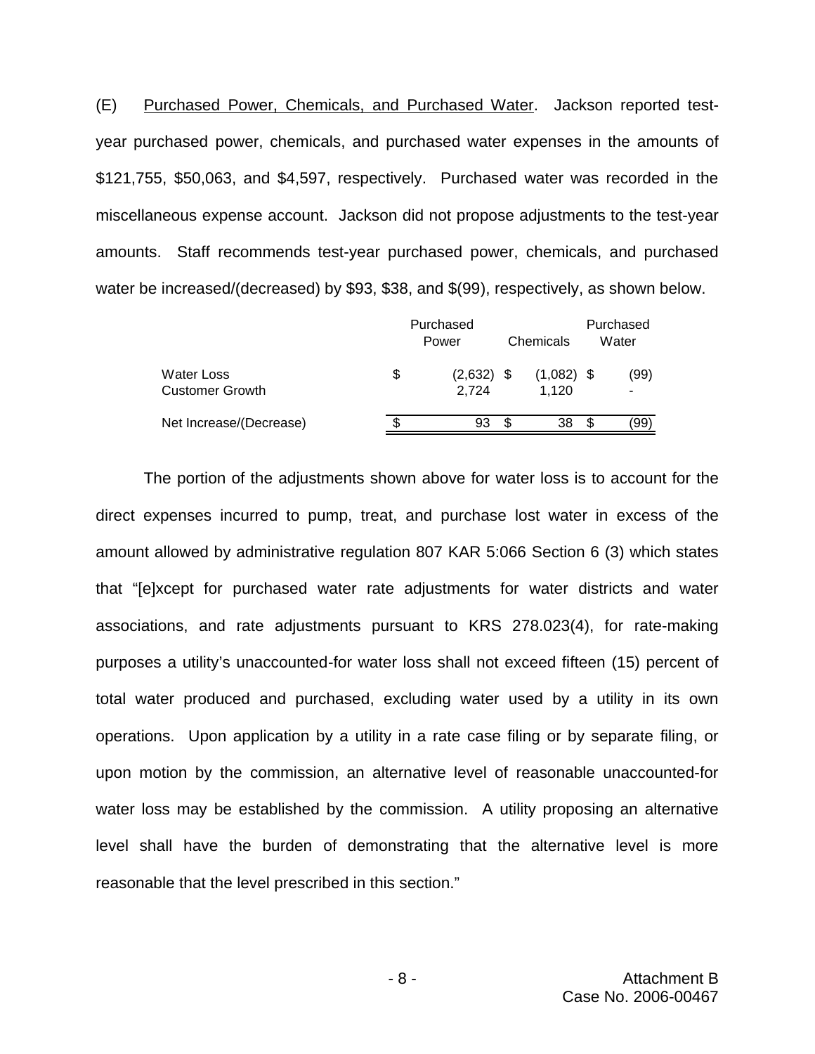(E) Purchased Power, Chemicals, and Purchased Water. Jackson reported test-year purchased power, chemicals, and purchased water expenses in the amounts of $121,755, $50,063, and $4,597, respectively. Purchased water was recorded in the miscellaneous expense account. Jackson did not propose adjustments to the test-year amounts. Staff recommends test-year purchased power, chemicals, and purchased water be increased/(decreased) by $93, $38, and $(99), respectively, as shown below.

| | Purchased Power | Chemicals | Purchased Water |
|---|---|---|---|
| Water Loss | $ (2,632) | $ (1,082) | $ (99) |
| Customer Growth | 2,724 | 1,120 | - |
| Net Increase/(Decrease) | $ 93 | $ 38 | $ (99) |

The portion of the adjustments shown above for water loss is to account for the direct expenses incurred to pump, treat, and purchase lost water in excess of the amount allowed by administrative regulation 807 KAR 5:066 Section 6 (3) which states that "[e]xcept for purchased water rate adjustments for water districts and water associations, and rate adjustments pursuant to KRS 278.023(4), for rate-making purposes a utility's unaccounted-for water loss shall not exceed fifteen (15) percent of total water produced and purchased, excluding water used by a utility in its own operations. Upon application by a utility in a rate case filing or by separate filing, or upon motion by the commission, an alternative level of reasonable unaccounted-for water loss may be established by the commission. A utility proposing an alternative level shall have the burden of demonstrating that the alternative level is more reasonable that the level prescribed in this section."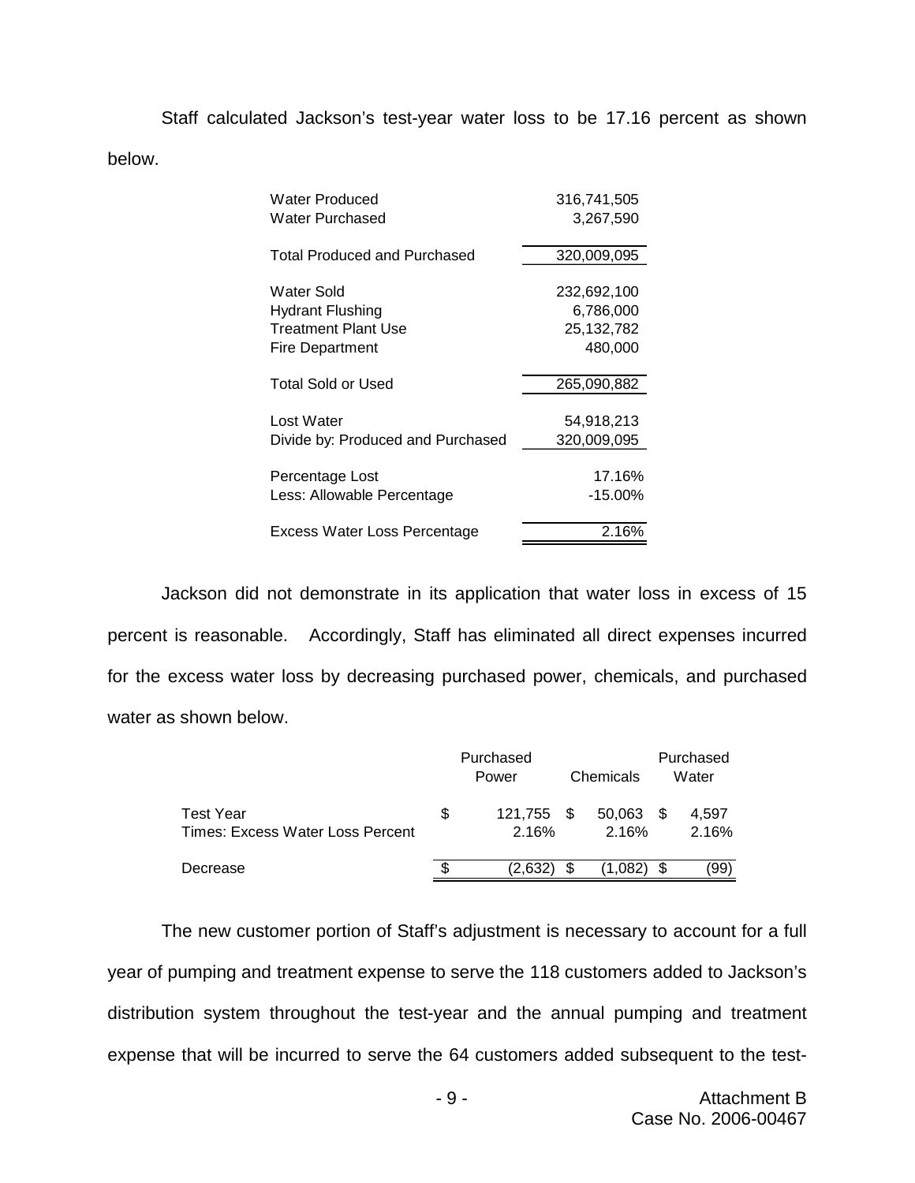Staff calculated Jackson's test-year water loss to be 17.16 percent as shown below.

| | |
|---|---:|
| Water Produced | 316,741,505 |
| Water Purchased | 3,267,590 |
| Total Produced and Purchased | 320,009,095 |
| Water Sold | 232,692,100 |
| Hydrant Flushing | 6,786,000 |
| Treatment Plant Use | 25,132,782 |
| Fire Department | 480,000 |
| Total Sold or Used | 265,090,882 |
| Lost Water | 54,918,213 |
| Divide by: Produced and Purchased | 320,009,095 |
| Percentage Lost | 17.16% |
| Less: Allowable Percentage | -15.00% |
| Excess Water Loss Percentage | 2.16% |

Jackson did not demonstrate in its application that water loss in excess of 15 percent is reasonable. Accordingly, Staff has eliminated all direct expenses incurred for the excess water loss by decreasing purchased power, chemicals, and purchased water as shown below.

| | Purchased Power | Chemicals | Purchased Water |
|---|---:|---:|---:|
| Test Year | $ 121,755 | $ 50,063 | $ 4,597 |
| Times: Excess Water Loss Percent | 2.16% | 2.16% | 2.16% |
| Decrease | $ (2,632) | $ (1,082) | $ (99) |

The new customer portion of Staff's adjustment is necessary to account for a full year of pumping and treatment expense to serve the 118 customers added to Jackson's distribution system throughout the test-year and the annual pumping and treatment expense that will be incurred to serve the 64 customers added subsequent to the test-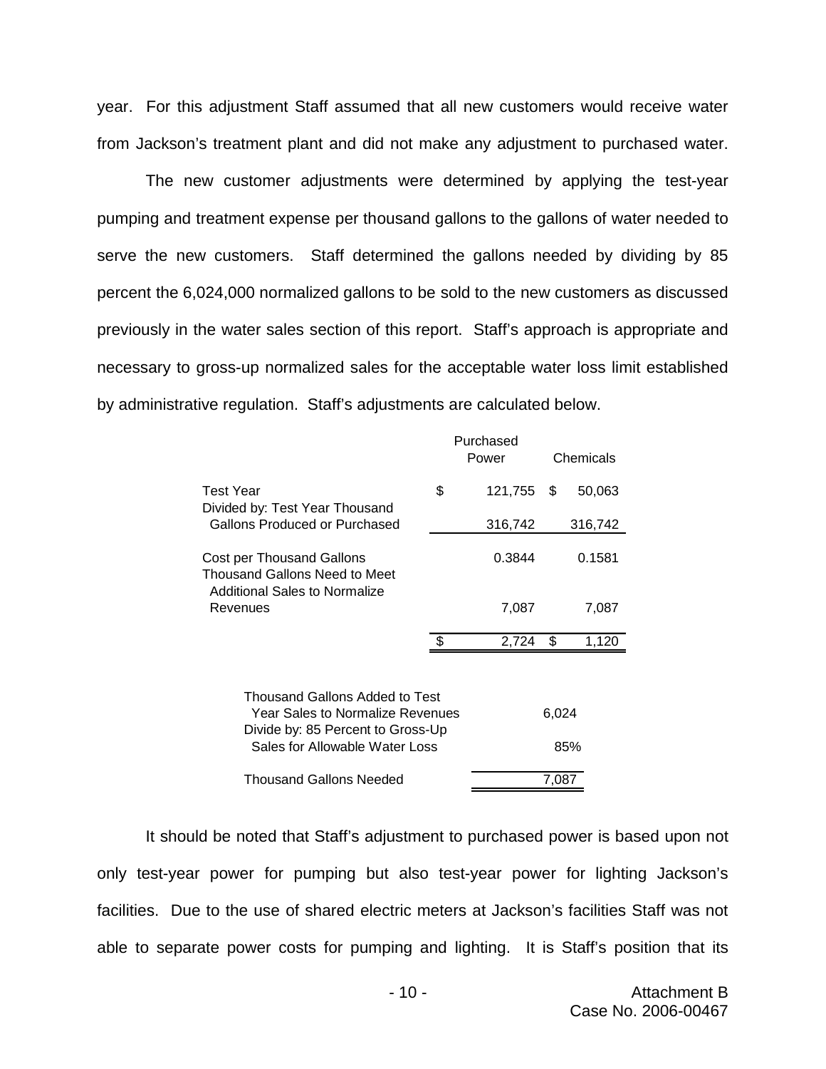year. For this adjustment Staff assumed that all new customers would receive water from Jackson's treatment plant and did not make any adjustment to purchased water.

The new customer adjustments were determined by applying the test-year pumping and treatment expense per thousand gallons to the gallons of water needed to serve the new customers. Staff determined the gallons needed by dividing by 85 percent the 6,024,000 normalized gallons to be sold to the new customers as discussed previously in the water sales section of this report. Staff's approach is appropriate and necessary to gross-up normalized sales for the acceptable water loss limit established by administrative regulation. Staff's adjustments are calculated below.

| | Purchased Power | Chemicals |
|---|---|---|
| Test Year | $ 121,755 | $ 50,063 |
| Divided by: Test Year Thousand Gallons Produced or Purchased | 316,742 | 316,742 |
| Cost per Thousand Gallons | 0.3844 | 0.1581 |
| Thousand Gallons Need to Meet Additional Sales to Normalize Revenues | 7,087 | 7,087 |
| | $ 2,724 | $ 1,120 |

| | |
|---|---|
| Thousand Gallons Added to Test Year Sales to Normalize Revenues | 6,024 |
| Divide by: 85 Percent to Gross-Up Sales for Allowable Water Loss | 85% |
| Thousand Gallons Needed | 7,087 |

It should be noted that Staff's adjustment to purchased power is based upon not only test-year power for pumping but also test-year power for lighting Jackson's facilities. Due to the use of shared electric meters at Jackson's facilities Staff was not able to separate power costs for pumping and lighting. It is Staff's position that its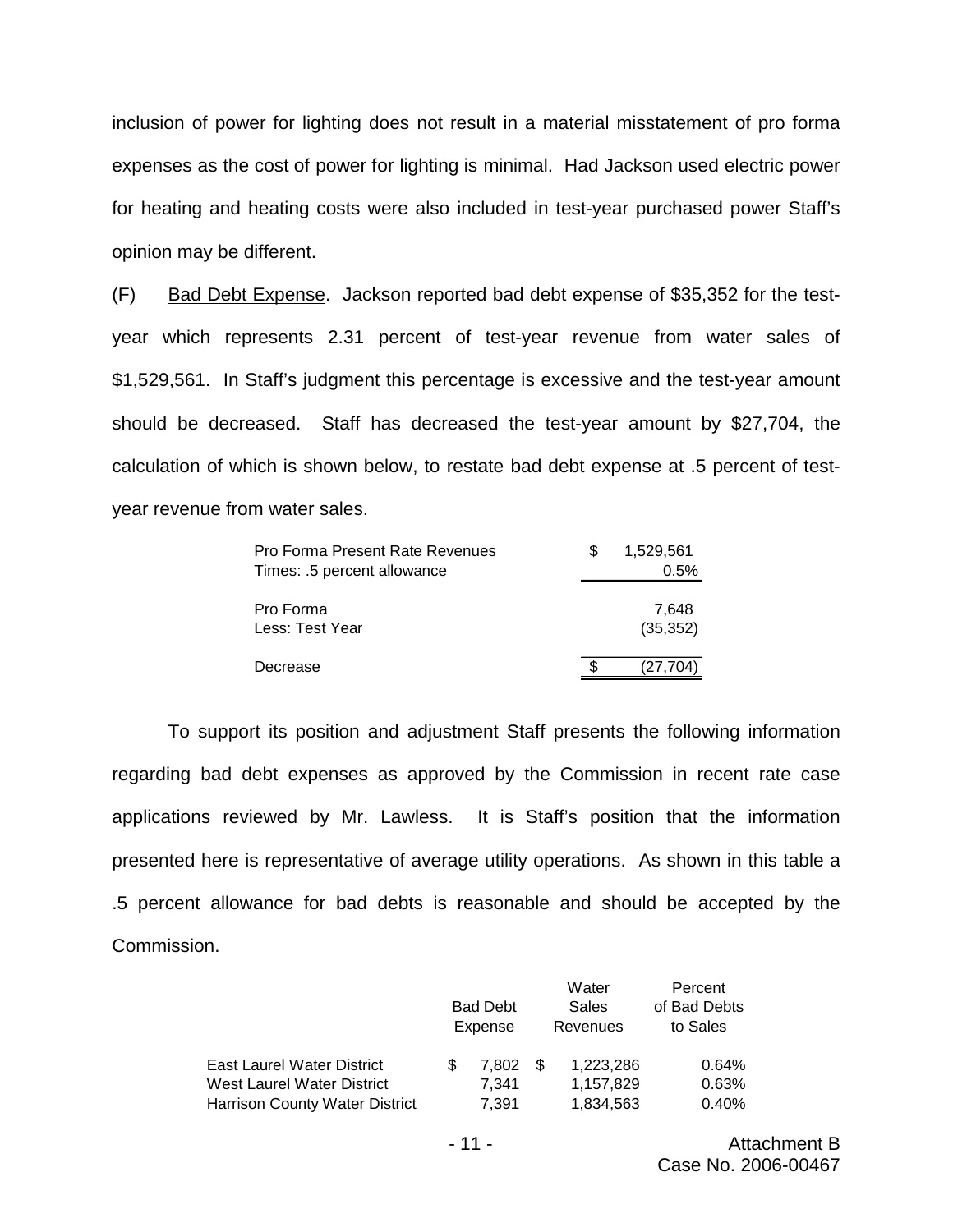inclusion of power for lighting does not result in a material misstatement of pro forma expenses as the cost of power for lighting is minimal. Had Jackson used electric power for heating and heating costs were also included in test-year purchased power Staff's opinion may be different.

(F) Bad Debt Expense. Jackson reported bad debt expense of $35,352 for the test-year which represents 2.31 percent of test-year revenue from water sales of $1,529,561. In Staff's judgment this percentage is excessive and the test-year amount should be decreased. Staff has decreased the test-year amount by $27,704, the calculation of which is shown below, to restate bad debt expense at .5 percent of test-year revenue from water sales.

| | |
|---|---|
| Pro Forma Present Rate Revenues | $ 1,529,561 |
| Times: .5 percent allowance | 0.5% |
| Pro Forma | 7,648 |
| Less: Test Year | (35,352) |
| Decrease | $ (27,704) |

To support its position and adjustment Staff presents the following information regarding bad debt expenses as approved by the Commission in recent rate case applications reviewed by Mr. Lawless. It is Staff's position that the information presented here is representative of average utility operations. As shown in this table a .5 percent allowance for bad debts is reasonable and should be accepted by the Commission.

| | Bad Debt Expense | Water Sales Revenues | Percent of Bad Debts to Sales |
|---|---|---|---|
| East Laurel Water District | $ 7,802 | $ 1,223,286 | 0.64% |
| West Laurel Water District | 7,341 | 1,157,829 | 0.63% |
| Harrison County Water District | 7,391 | 1,834,563 | 0.40% |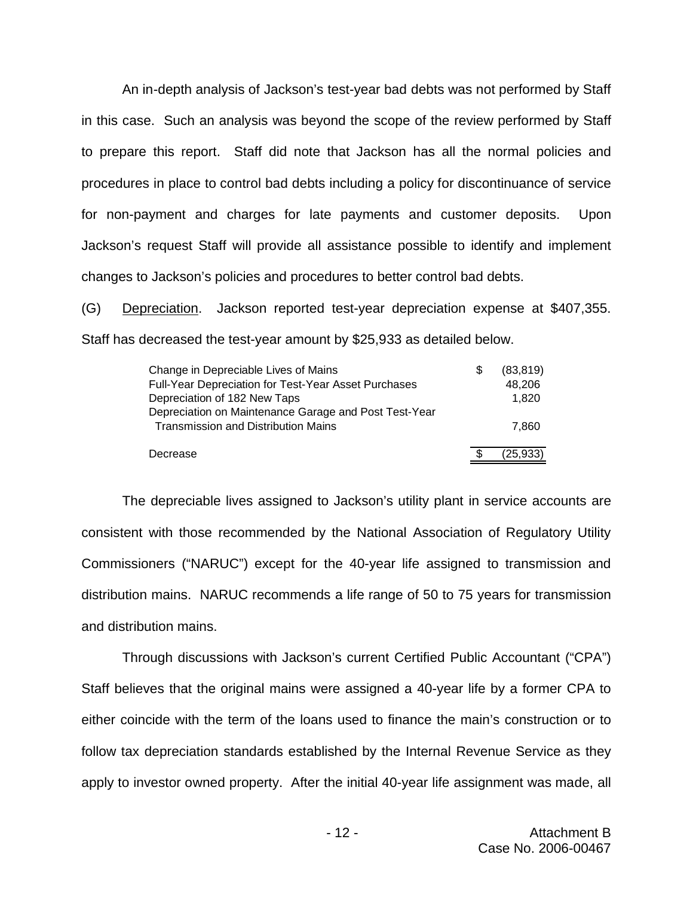An in-depth analysis of Jackson's test-year bad debts was not performed by Staff in this case. Such an analysis was beyond the scope of the review performed by Staff to prepare this report. Staff did note that Jackson has all the normal policies and procedures in place to control bad debts including a policy for discontinuance of service for non-payment and charges for late payments and customer deposits. Upon Jackson's request Staff will provide all assistance possible to identify and implement changes to Jackson's policies and procedures to better control bad debts.

(G) Depreciation. Jackson reported test-year depreciation expense at $407,355. Staff has decreased the test-year amount by $25,933 as detailed below.

| | |
|---|---|
| Change in Depreciable Lives of Mains | $ (83,819) |
| Full-Year Depreciation for Test-Year Asset Purchases | 48,206 |
| Depreciation of 182 New Taps | 1,820 |
| Depreciation on Maintenance Garage and Post Test-Year Transmission and Distribution Mains | 7,860 |
| Decrease | $ (25,933) |

The depreciable lives assigned to Jackson's utility plant in service accounts are consistent with those recommended by the National Association of Regulatory Utility Commissioners ("NARUC") except for the 40-year life assigned to transmission and distribution mains. NARUC recommends a life range of 50 to 75 years for transmission and distribution mains.

Through discussions with Jackson's current Certified Public Accountant ("CPA") Staff believes that the original mains were assigned a 40-year life by a former CPA to either coincide with the term of the loans used to finance the main's construction or to follow tax depreciation standards established by the Internal Revenue Service as they apply to investor owned property. After the initial 40-year life assignment was made, all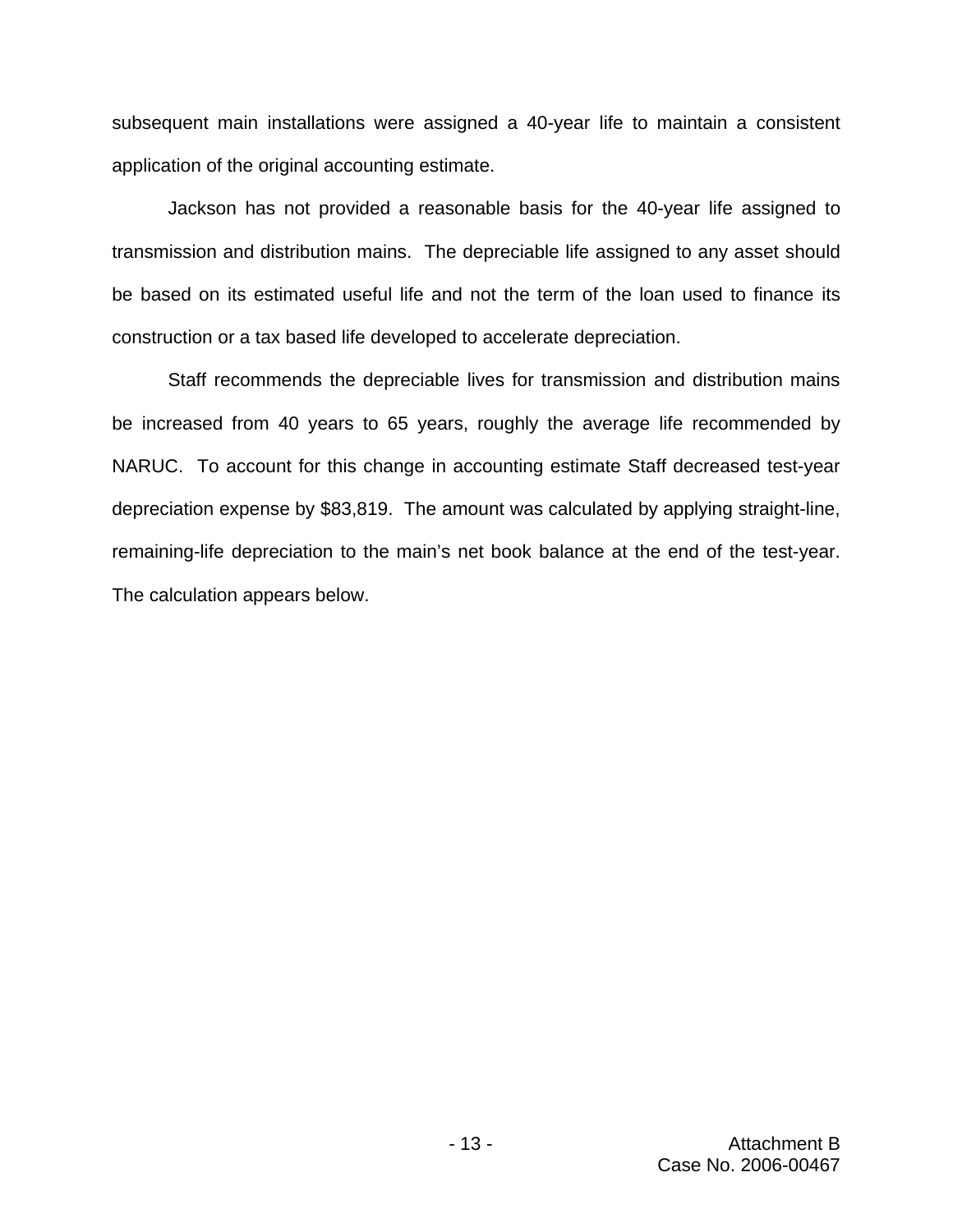subsequent main installations were assigned a 40-year life to maintain a consistent application of the original accounting estimate.

Jackson has not provided a reasonable basis for the 40-year life assigned to transmission and distribution mains. The depreciable life assigned to any asset should be based on its estimated useful life and not the term of the loan used to finance its construction or a tax based life developed to accelerate depreciation.

Staff recommends the depreciable lives for transmission and distribution mains be increased from 40 years to 65 years, roughly the average life recommended by NARUC. To account for this change in accounting estimate Staff decreased test-year depreciation expense by $83,819. The amount was calculated by applying straight-line, remaining-life depreciation to the main's net book balance at the end of the test-year. The calculation appears below.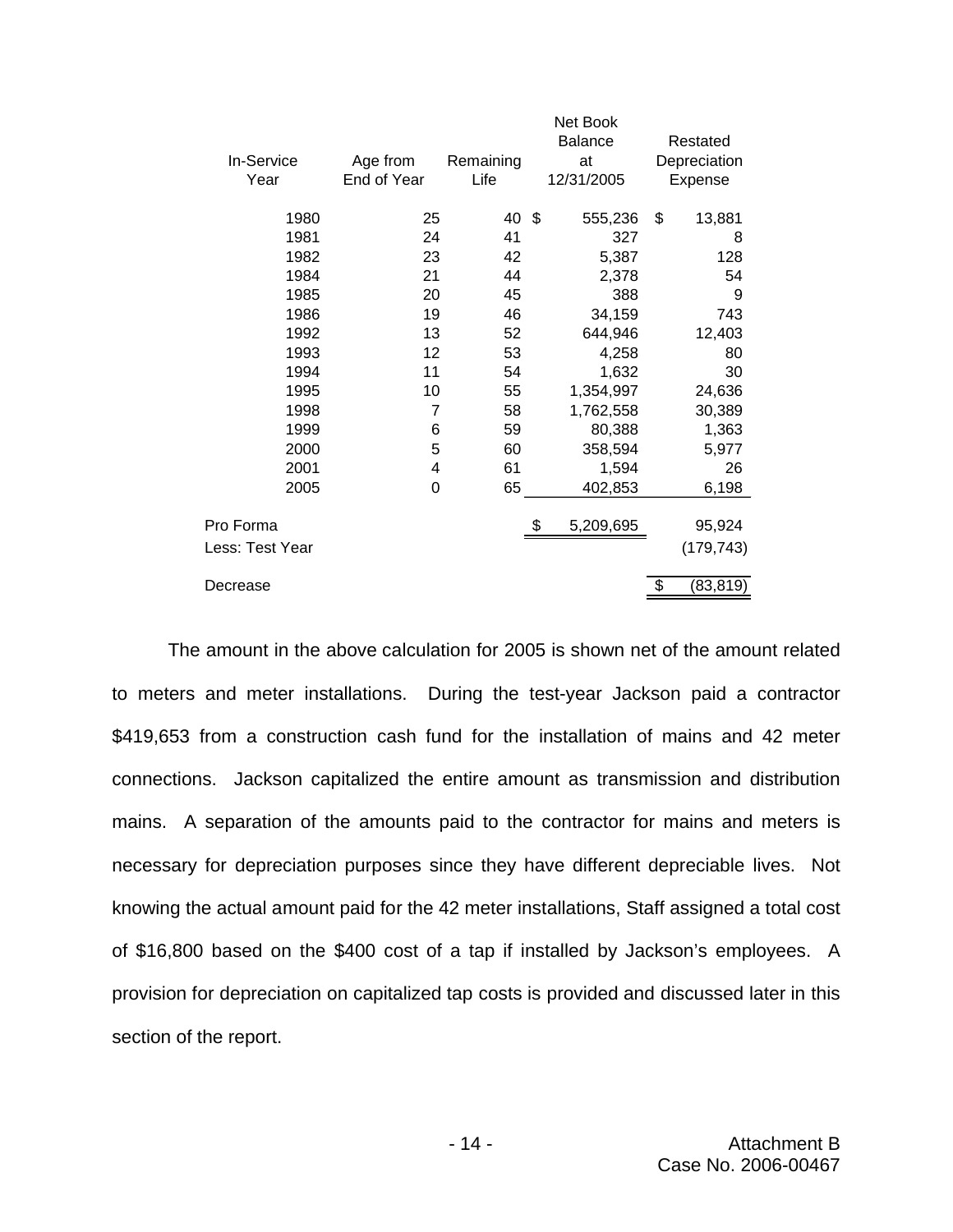| In-Service Year | Age from End of Year | Remaining Life | Net Book Balance at 12/31/2005 | Restated Depreciation Expense |
|---|---|---|---|---|
| 1980 | 25 | 40 | $ 555,236 | $ 13,881 |
| 1981 | 24 | 41 | 327 | 8 |
| 1982 | 23 | 42 | 5,387 | 128 |
| 1984 | 21 | 44 | 2,378 | 54 |
| 1985 | 20 | 45 | 388 | 9 |
| 1986 | 19 | 46 | 34,159 | 743 |
| 1992 | 13 | 52 | 644,946 | 12,403 |
| 1993 | 12 | 53 | 4,258 | 80 |
| 1994 | 11 | 54 | 1,632 | 30 |
| 1995 | 10 | 55 | 1,354,997 | 24,636 |
| 1998 | 7 | 58 | 1,762,558 | 30,389 |
| 1999 | 6 | 59 | 80,388 | 1,363 |
| 2000 | 5 | 60 | 358,594 | 5,977 |
| 2001 | 4 | 61 | 1,594 | 26 |
| 2005 | 0 | 65 | 402,853 | 6,198 |
| Pro Forma | | | $ 5,209,695 | 95,924 |
| Less: Test Year | | | | (179,743) |
| Decrease | | | | $ (83,819) |

The amount in the above calculation for 2005 is shown net of the amount related to meters and meter installations. During the test-year Jackson paid a contractor $419,653 from a construction cash fund for the installation of mains and 42 meter connections. Jackson capitalized the entire amount as transmission and distribution mains. A separation of the amounts paid to the contractor for mains and meters is necessary for depreciation purposes since they have different depreciable lives. Not knowing the actual amount paid for the 42 meter installations, Staff assigned a total cost of $16,800 based on the $400 cost of a tap if installed by Jackson's employees. A provision for depreciation on capitalized tap costs is provided and discussed later in this section of the report.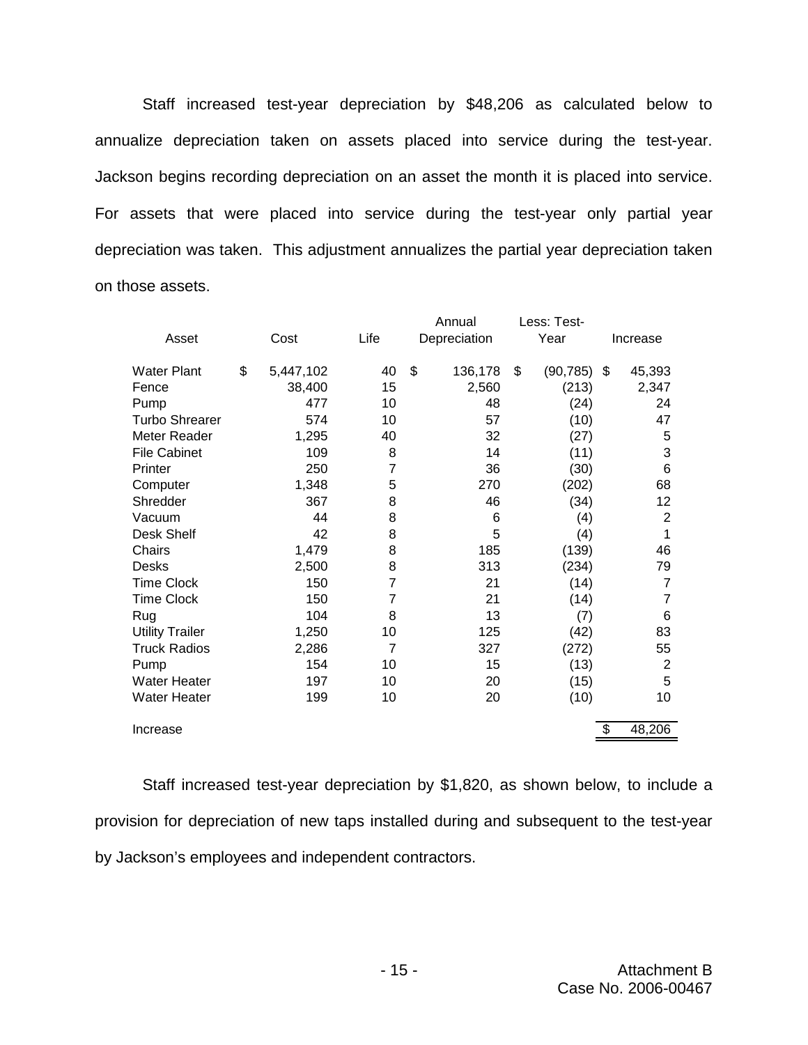Staff increased test-year depreciation by $48,206 as calculated below to annualize depreciation taken on assets placed into service during the test-year. Jackson begins recording depreciation on an asset the month it is placed into service. For assets that were placed into service during the test-year only partial year depreciation was taken. This adjustment annualizes the partial year depreciation taken on those assets.

| Asset | Cost | Life | Annual Depreciation | Less: Test-Year | Increase |
|---|---|---|---|---|---|
| Water Plant | $ 5,447,102 | 40 | $ 136,178 | $ (90,785) | $ 45,393 |
| Fence | 38,400 | 15 | 2,560 | (213) | 2,347 |
| Pump | 477 | 10 | 48 | (24) | 24 |
| Turbo Shrearer | 574 | 10 | 57 | (10) | 47 |
| Meter Reader | 1,295 | 40 | 32 | (27) | 5 |
| File Cabinet | 109 | 8 | 14 | (11) | 3 |
| Printer | 250 | 7 | 36 | (30) | 6 |
| Computer | 1,348 | 5 | 270 | (202) | 68 |
| Shredder | 367 | 8 | 46 | (34) | 12 |
| Vacuum | 44 | 8 | 6 | (4) | 2 |
| Desk Shelf | 42 | 8 | 5 | (4) | 1 |
| Chairs | 1,479 | 8 | 185 | (139) | 46 |
| Desks | 2,500 | 8 | 313 | (234) | 79 |
| Time Clock | 150 | 7 | 21 | (14) | 7 |
| Time Clock | 150 | 7 | 21 | (14) | 7 |
| Rug | 104 | 8 | 13 | (7) | 6 |
| Utility Trailer | 1,250 | 10 | 125 | (42) | 83 |
| Truck Radios | 2,286 | 7 | 327 | (272) | 55 |
| Pump | 154 | 10 | 15 | (13) | 2 |
| Water Heater | 197 | 10 | 20 | (15) | 5 |
| Water Heater | 199 | 10 | 20 | (10) | 10 |
| Increase | | | | | $ 48,206 |

Staff increased test-year depreciation by $1,820, as shown below, to include a provision for depreciation of new taps installed during and subsequent to the test-year by Jackson's employees and independent contractors.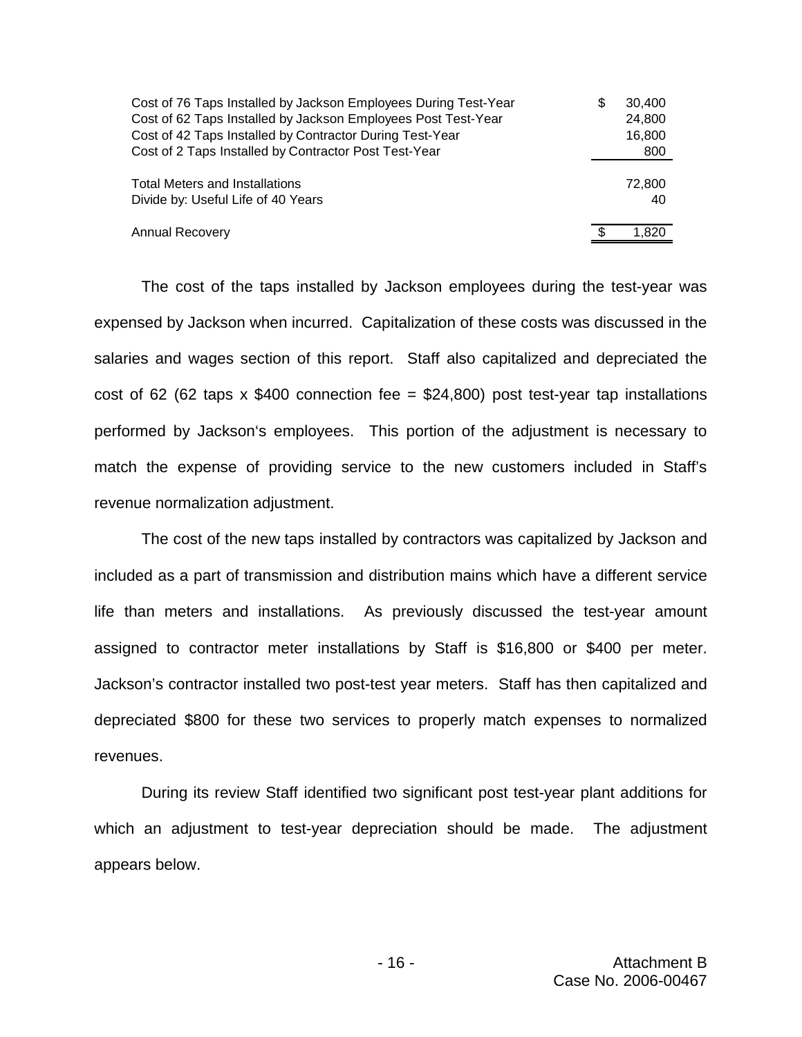| | |
|---|---|
| Cost of 76 Taps Installed by Jackson Employees During Test-Year | $ 30,400 |
| Cost of 62 Taps Installed by Jackson Employees Post Test-Year | 24,800 |
| Cost of 42 Taps Installed by Contractor During Test-Year | 16,800 |
| Cost of 2 Taps Installed by Contractor Post Test-Year | 800 |
| Total Meters and Installations | 72,800 |
| Divide by: Useful Life of 40 Years | 40 |
| Annual Recovery | $ 1,820 |

The cost of the taps installed by Jackson employees during the test-year was expensed by Jackson when incurred. Capitalization of these costs was discussed in the salaries and wages section of this report. Staff also capitalized and depreciated the cost of 62 (62 taps x $400 connection fee = $24,800) post test-year tap installations performed by Jackson's employees. This portion of the adjustment is necessary to match the expense of providing service to the new customers included in Staff's revenue normalization adjustment.

The cost of the new taps installed by contractors was capitalized by Jackson and included as a part of transmission and distribution mains which have a different service life than meters and installations. As previously discussed the test-year amount assigned to contractor meter installations by Staff is $16,800 or $400 per meter. Jackson's contractor installed two post-test year meters. Staff has then capitalized and depreciated $800 for these two services to properly match expenses to normalized revenues.

During its review Staff identified two significant post test-year plant additions for which an adjustment to test-year depreciation should be made. The adjustment appears below.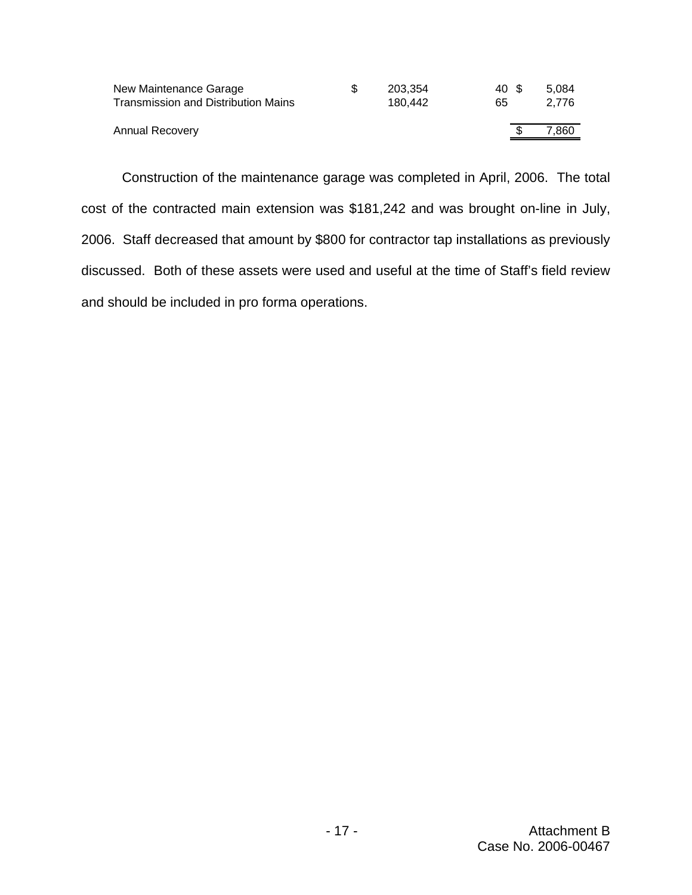| | | | |
|---|---|---|---|
| New Maintenance Garage | $ 203,354 | 40 | $ 5,084 |
| Transmission and Distribution Mains | 180,442 | 65 | 2,776 |
| Annual Recovery | | | $ 7,860 |

Construction of the maintenance garage was completed in April, 2006. The total cost of the contracted main extension was $181,242 and was brought on-line in July, 2006. Staff decreased that amount by $800 for contractor tap installations as previously discussed. Both of these assets were used and useful at the time of Staff's field review and should be included in pro forma operations.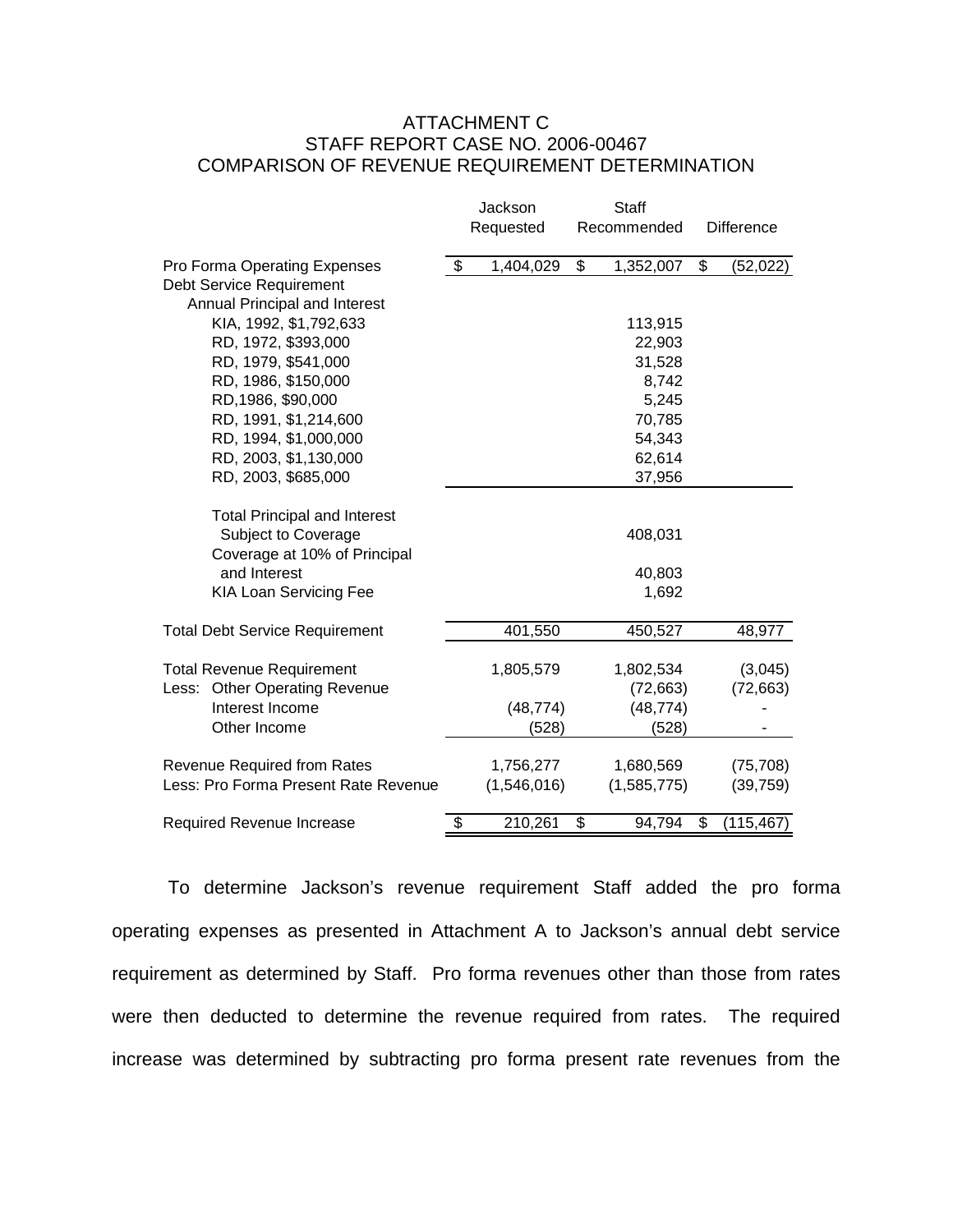# ATTACHMENT C
## STAFF REPORT CASE NO. 2006-00467
## COMPARISON OF REVENUE REQUIREMENT DETERMINATION

| | Jackson Requested | Staff Recommended | Difference |
|---|---|---|---|
| Pro Forma Operating Expenses | $ 1,404,029 | $ 1,352,007 | $ (52,022) |
| Debt Service Requirement | | | |
| Annual Principal and Interest | | | |
| KIA, 1992, $1,792,633 | | 113,915 | |
| RD, 1972, $393,000 | | 22,903 | |
| RD, 1979, $541,000 | | 31,528 | |
| RD, 1986, $150,000 | | 8,742 | |
| RD,1986, $90,000 | | 5,245 | |
| RD, 1991, $1,214,600 | | 70,785 | |
| RD, 1994, $1,000,000 | | 54,343 | |
| RD, 2003, $1,130,000 | | 62,614 | |
| RD, 2003, $685,000 | | 37,956 | |
| Total Principal and Interest Subject to Coverage | | 408,031 | |
| Coverage at 10% of Principal and Interest | | 40,803 | |
| KIA Loan Servicing Fee | | 1,692 | |
| Total Debt Service Requirement | 401,550 | 450,527 | 48,977 |
| Total Revenue Requirement | 1,805,579 | 1,802,534 | (3,045) |
| Less: Other Operating Revenue | | (72,663) | (72,663) |
| Interest Income | (48,774) | (48,774) | - |
| Other Income | (528) | (528) | - |
| Revenue Required from Rates | 1,756,277 | 1,680,569 | (75,708) |
| Less: Pro Forma Present Rate Revenue | (1,546,016) | (1,585,775) | (39,759) |
| Required Revenue Increase | $ 210,261 | $ 94,794 | $ (115,467) |

To determine Jackson's revenue requirement Staff added the pro forma operating expenses as presented in Attachment A to Jackson's annual debt service requirement as determined by Staff. Pro forma revenues other than those from rates were then deducted to determine the revenue required from rates. The required increase was determined by subtracting pro forma present rate revenues from the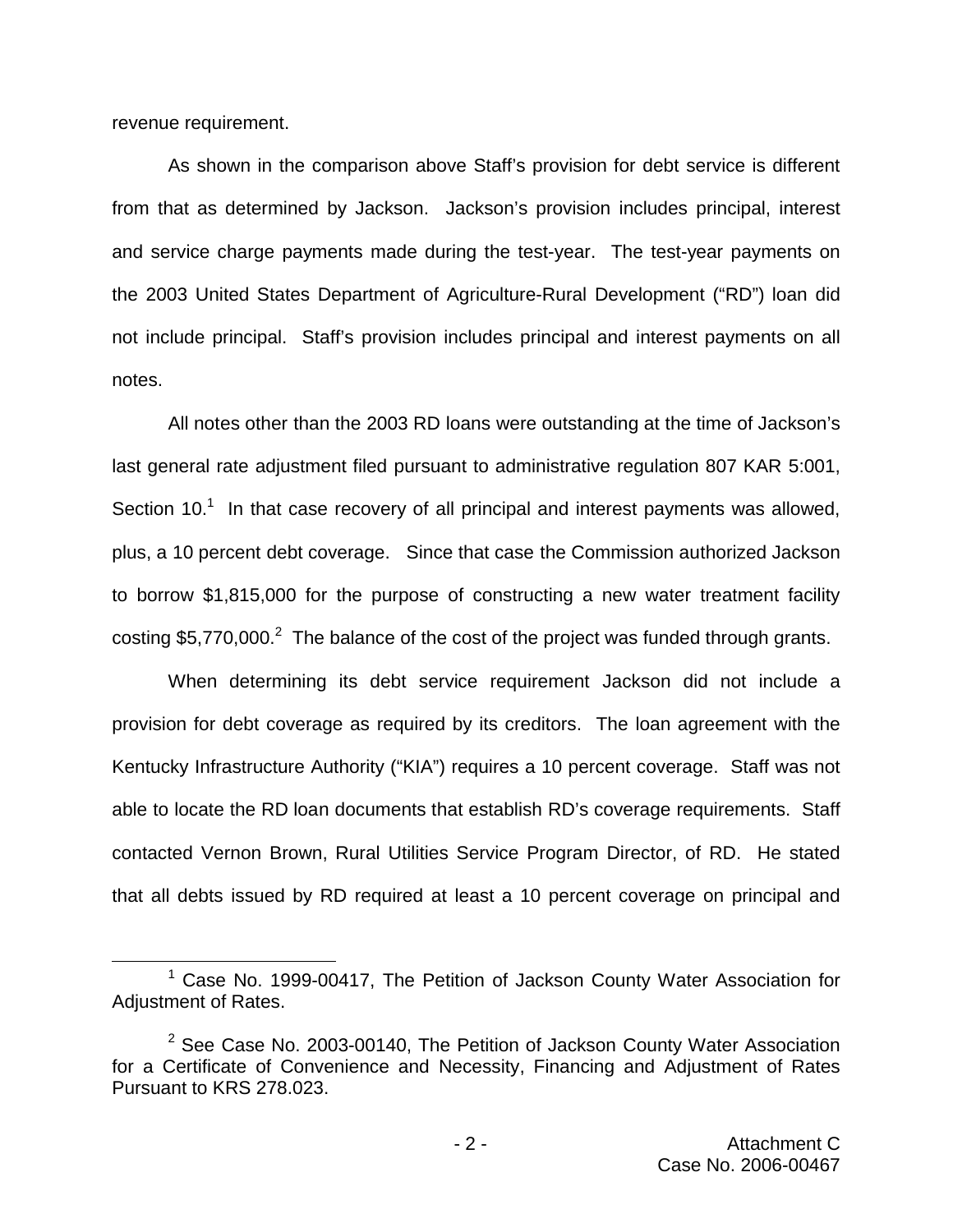revenue requirement.

As shown in the comparison above Staff's provision for debt service is different from that as determined by Jackson. Jackson's provision includes principal, interest and service charge payments made during the test-year. The test-year payments on the 2003 United States Department of Agriculture-Rural Development ("RD") loan did not include principal. Staff's provision includes principal and interest payments on all notes.

All notes other than the 2003 RD loans were outstanding at the time of Jackson's last general rate adjustment filed pursuant to administrative regulation 807 KAR 5:001, Section 10.[1] In that case recovery of all principal and interest payments was allowed, plus, a 10 percent debt coverage. Since that case the Commission authorized Jackson to borrow $1,815,000 for the purpose of constructing a new water treatment facility costing $5,770,000.[2] The balance of the cost of the project was funded through grants.

When determining its debt service requirement Jackson did not include a provision for debt coverage as required by its creditors. The loan agreement with the Kentucky Infrastructure Authority ("KIA") requires a 10 percent coverage. Staff was not able to locate the RD loan documents that establish RD's coverage requirements. Staff contacted Vernon Brown, Rural Utilities Service Program Director, of RD. He stated that all debts issued by RD required at least a 10 percent coverage on principal and

---

[1] Case No. 1999-00417, The Petition of Jackson County Water Association for Adjustment of Rates.

[2] See Case No. 2003-00140, The Petition of Jackson County Water Association for a Certificate of Convenience and Necessity, Financing and Adjustment of Rates Pursuant to KRS 278.023.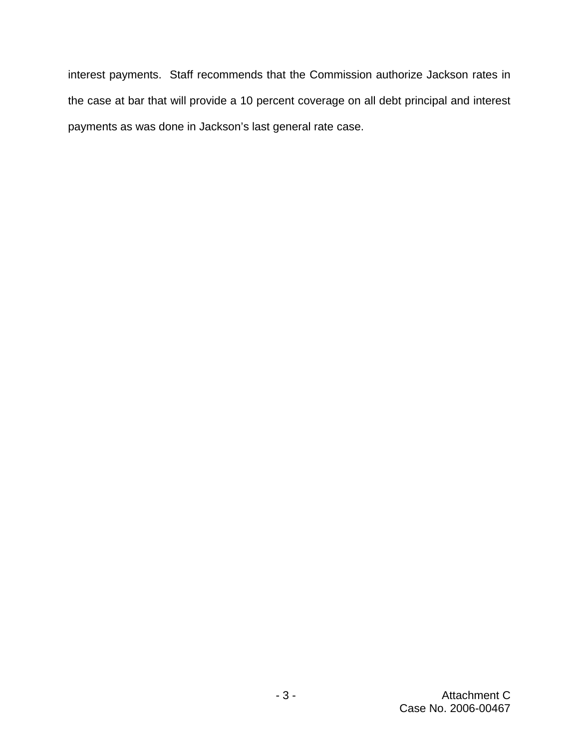interest payments. Staff recommends that the Commission authorize Jackson rates in the case at bar that will provide a 10 percent coverage on all debt principal and interest payments as was done in Jackson's last general rate case.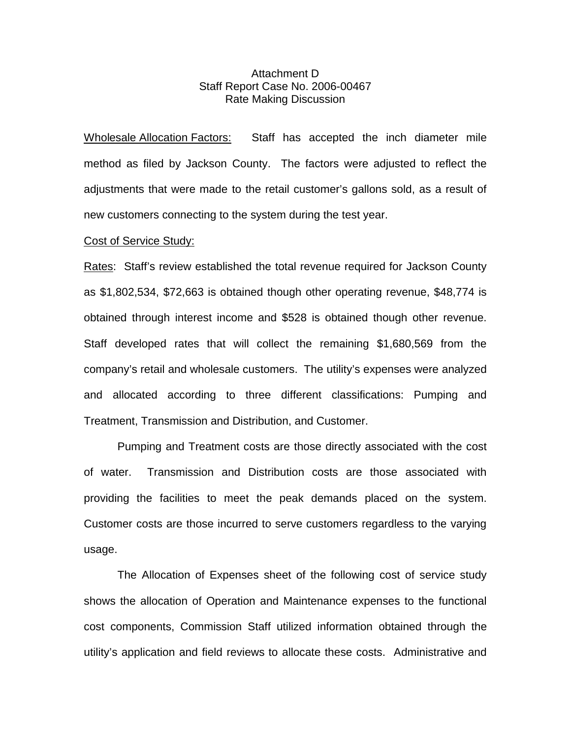Attachment D
Staff Report Case No. 2006-00467
Rate Making Discussion

Wholesale Allocation Factors: Staff has accepted the inch diameter mile method as filed by Jackson County. The factors were adjusted to reflect the adjustments that were made to the retail customer's gallons sold, as a result of new customers connecting to the system during the test year.

Cost of Service Study:

Rates: Staff's review established the total revenue required for Jackson County as $1,802,534, $72,663 is obtained though other operating revenue, $48,774 is obtained through interest income and $528 is obtained though other revenue. Staff developed rates that will collect the remaining $1,680,569 from the company's retail and wholesale customers. The utility's expenses were analyzed and allocated according to three different classifications: Pumping and Treatment, Transmission and Distribution, and Customer.

Pumping and Treatment costs are those directly associated with the cost of water. Transmission and Distribution costs are those associated with providing the facilities to meet the peak demands placed on the system. Customer costs are those incurred to serve customers regardless to the varying usage.

The Allocation of Expenses sheet of the following cost of service study shows the allocation of Operation and Maintenance expenses to the functional cost components, Commission Staff utilized information obtained through the utility's application and field reviews to allocate these costs. Administrative and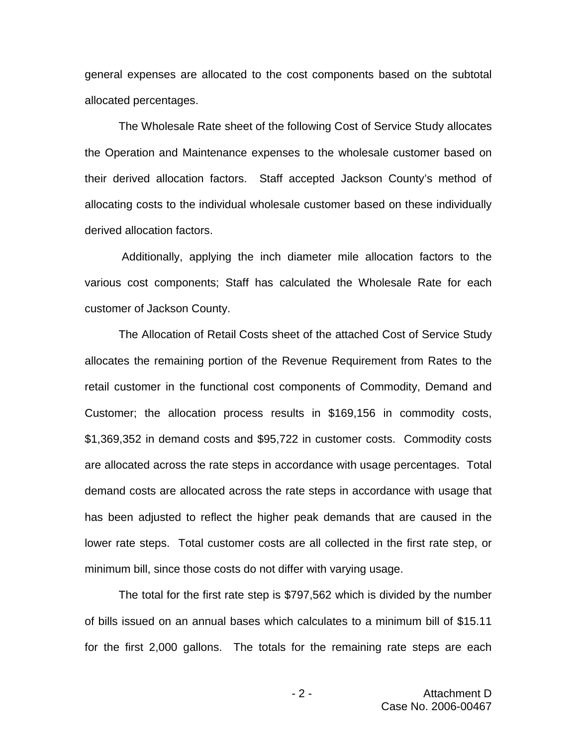general expenses are allocated to the cost components based on the subtotal allocated percentages.

The Wholesale Rate sheet of the following Cost of Service Study allocates the Operation and Maintenance expenses to the wholesale customer based on their derived allocation factors. Staff accepted Jackson County's method of allocating costs to the individual wholesale customer based on these individually derived allocation factors.

Additionally, applying the inch diameter mile allocation factors to the various cost components; Staff has calculated the Wholesale Rate for each customer of Jackson County.

The Allocation of Retail Costs sheet of the attached Cost of Service Study allocates the remaining portion of the Revenue Requirement from Rates to the retail customer in the functional cost components of Commodity, Demand and Customer; the allocation process results in $169,156 in commodity costs, $1,369,352 in demand costs and $95,722 in customer costs. Commodity costs are allocated across the rate steps in accordance with usage percentages. Total demand costs are allocated across the rate steps in accordance with usage that has been adjusted to reflect the higher peak demands that are caused in the lower rate steps. Total customer costs are all collected in the first rate step, or minimum bill, since those costs do not differ with varying usage.

The total for the first rate step is $797,562 which is divided by the number of bills issued on an annual bases which calculates to a minimum bill of $15.11 for the first 2,000 gallons. The totals for the remaining rate steps are each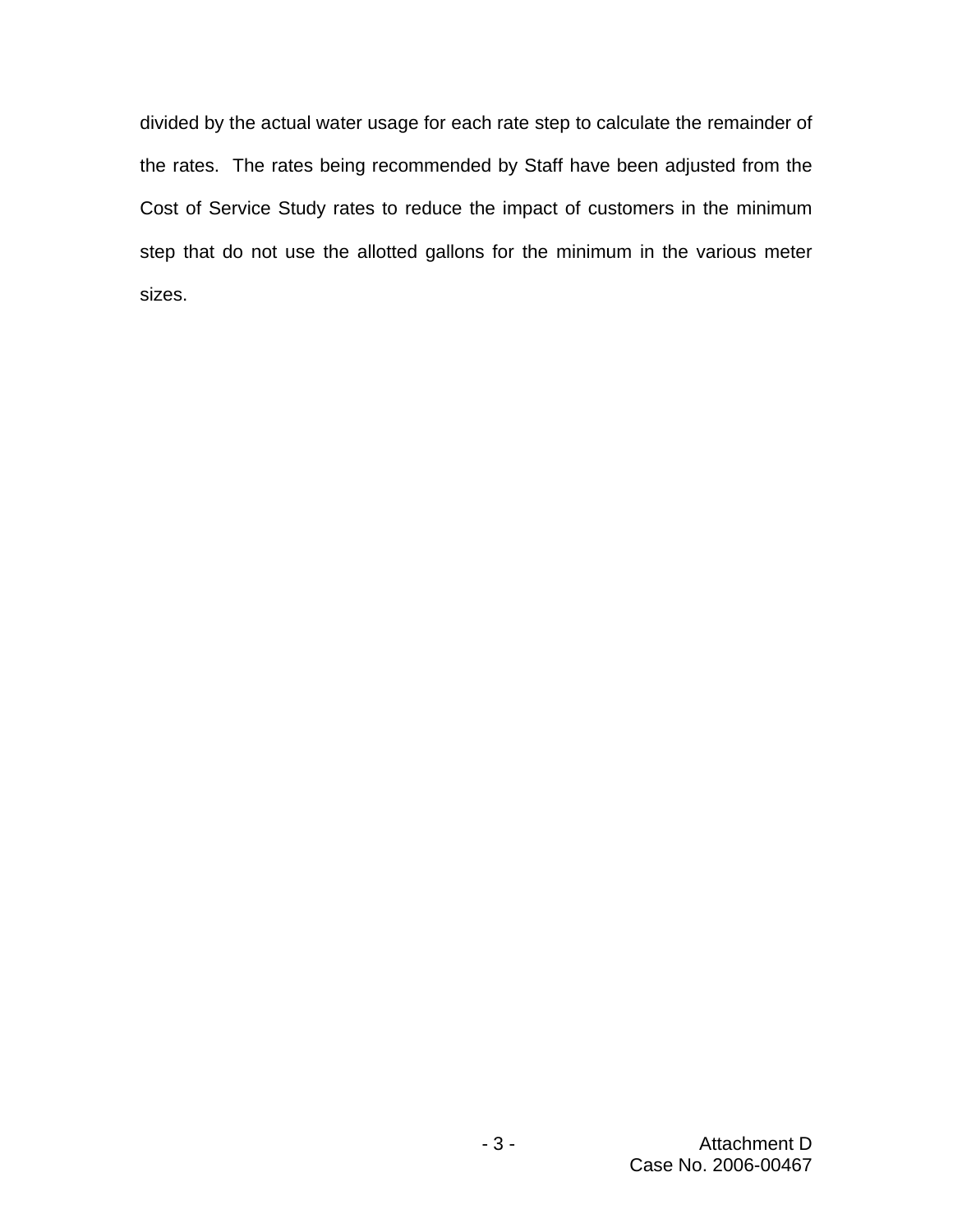divided by the actual water usage for each rate step to calculate the remainder of the rates. The rates being recommended by Staff have been adjusted from the Cost of Service Study rates to reduce the impact of customers in the minimum step that do not use the allotted gallons for the minimum in the various meter sizes.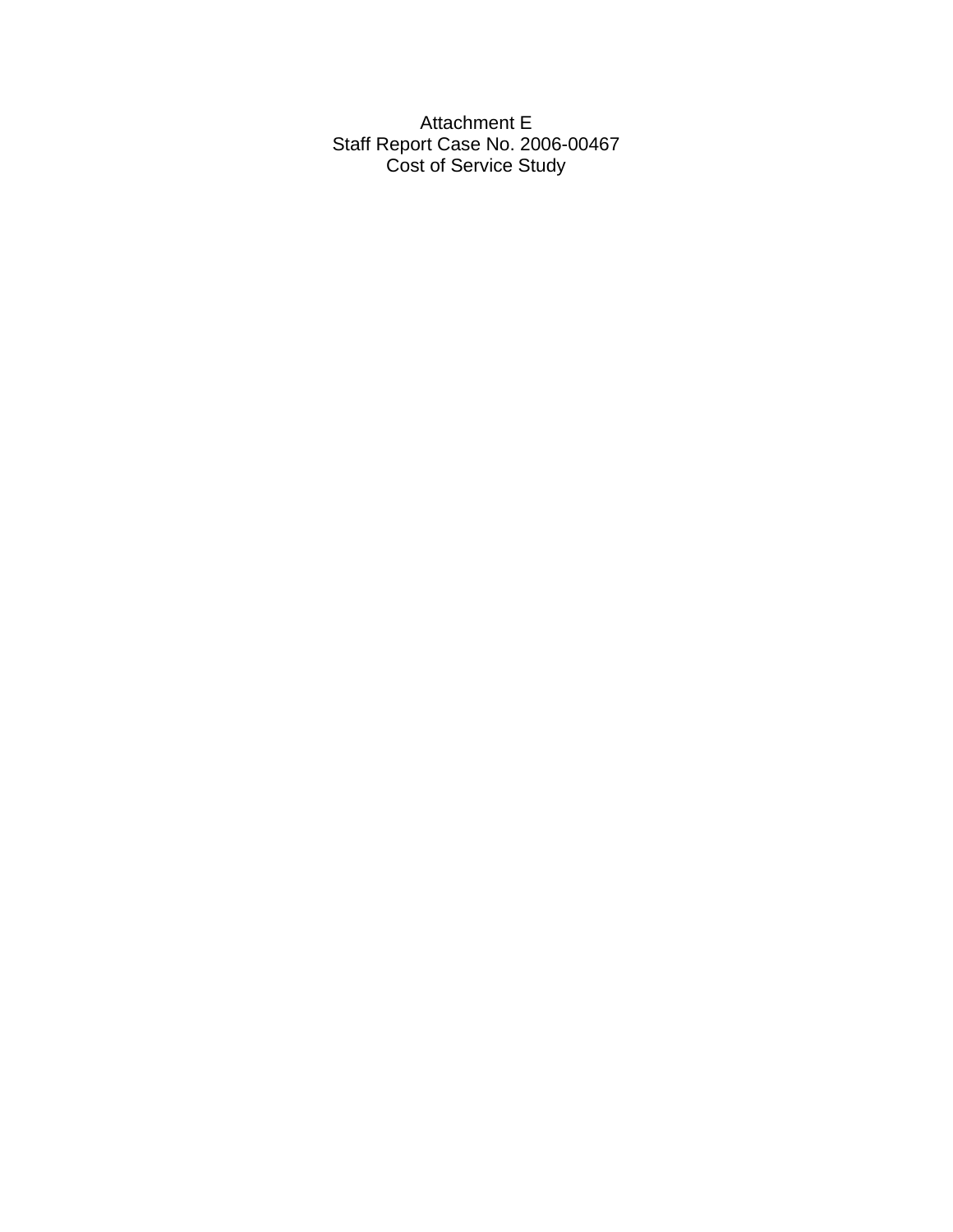Attachment E
Staff Report Case No. 2006-00467
Cost of Service Study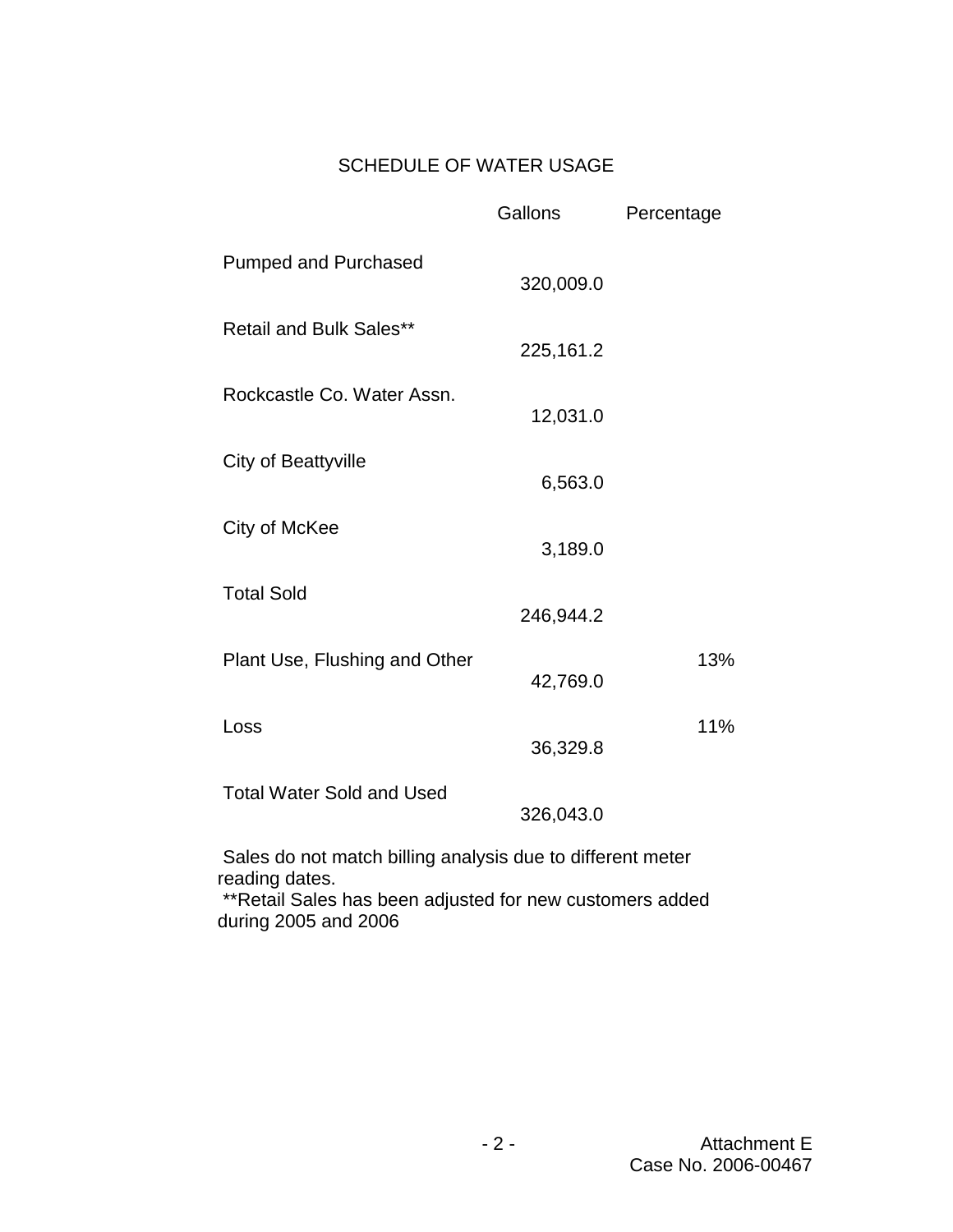# SCHEDULE OF WATER USAGE

| | Gallons | Percentage |
|---|---|---|
| Pumped and Purchased | 320,009.0 | |
| Retail and Bulk Sales** | 225,161.2 | |
| Rockcastle Co. Water Assn. | 12,031.0 | |
| City of Beattyville | 6,563.0 | |
| City of McKee | 3,189.0 | |
| Total Sold | 246,944.2 | |
| Plant Use, Flushing and Other | 42,769.0 | 13% |
| Loss | 36,329.8 | 11% |
| Total Water Sold and Used | 326,043.0 | |

Sales do not match billing analysis due to different meter reading dates.

**Retail Sales has been adjusted for new customers added during 2005 and 2006

Attachment E
Case No. 2006-00467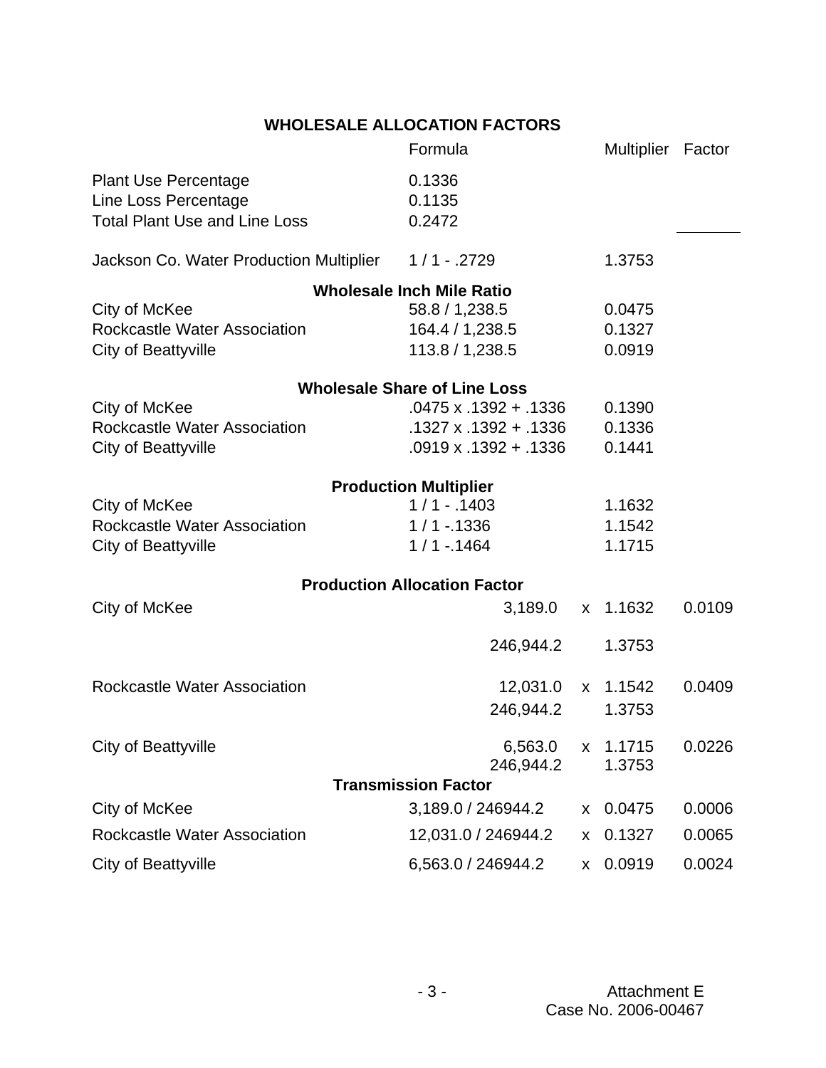## WHOLESALE ALLOCATION FACTORS

| | Formula | | Multiplier | Factor |
|---|---|---|---|---|
| Plant Use Percentage | 0.1336 | | | |
| Line Loss Percentage | 0.1135 | | | |
| Total Plant Use and Line Loss | 0.2472 | | | |
| Jackson Co. Water Production Multiplier | 1 / 1 - .2729 | | 1.3753 | |
| **Wholesale Inch Mile Ratio** | | | | |
| City of McKee | 58.8 / 1,238.5 | | 0.0475 | |
| Rockcastle Water Association | 164.4 / 1,238.5 | | 0.1327 | |
| City of Beattyville | 113.8 / 1,238.5 | | 0.0919 | |
| **Wholesale Share of Line Loss** | | | | |
| City of McKee | .0475 x .1392 + .1336 | | 0.1390 | |
| Rockcastle Water Association | .1327 x .1392 + .1336 | | 0.1336 | |
| City of Beattyville | .0919 x .1392 + .1336 | | 0.1441 | |
| **Production Multiplier** | | | | |
| City of McKee | 1 / 1 - .1403 | | 1.1632 | |
| Rockcastle Water Association | 1 / 1 -.1336 | | 1.1542 | |
| City of Beattyville | 1 / 1 -.1464 | | 1.1715 | |
| **Production Allocation Factor** | | | | |
| City of McKee | 3,189.0 / 246,944.2 | x | 1.1632 / 1.3753 | 0.0109 |
| Rockcastle Water Association | 12,031.0 / 246,944.2 | x | 1.1542 / 1.3753 | 0.0409 |
| City of Beattyville | 6,563.0 / 246,944.2 | x | 1.1715 / 1.3753 | 0.0226 |
| **Transmission Factor** | | | | |
| City of McKee | 3,189.0 / 246944.2 | x | 0.0475 | 0.0006 |
| Rockcastle Water Association | 12,031.0 / 246944.2 | x | 0.1327 | 0.0065 |
| City of Beattyville | 6,563.0 / 246944.2 | x | 0.0919 | 0.0024 |

Attachment E
Case No. 2006-00467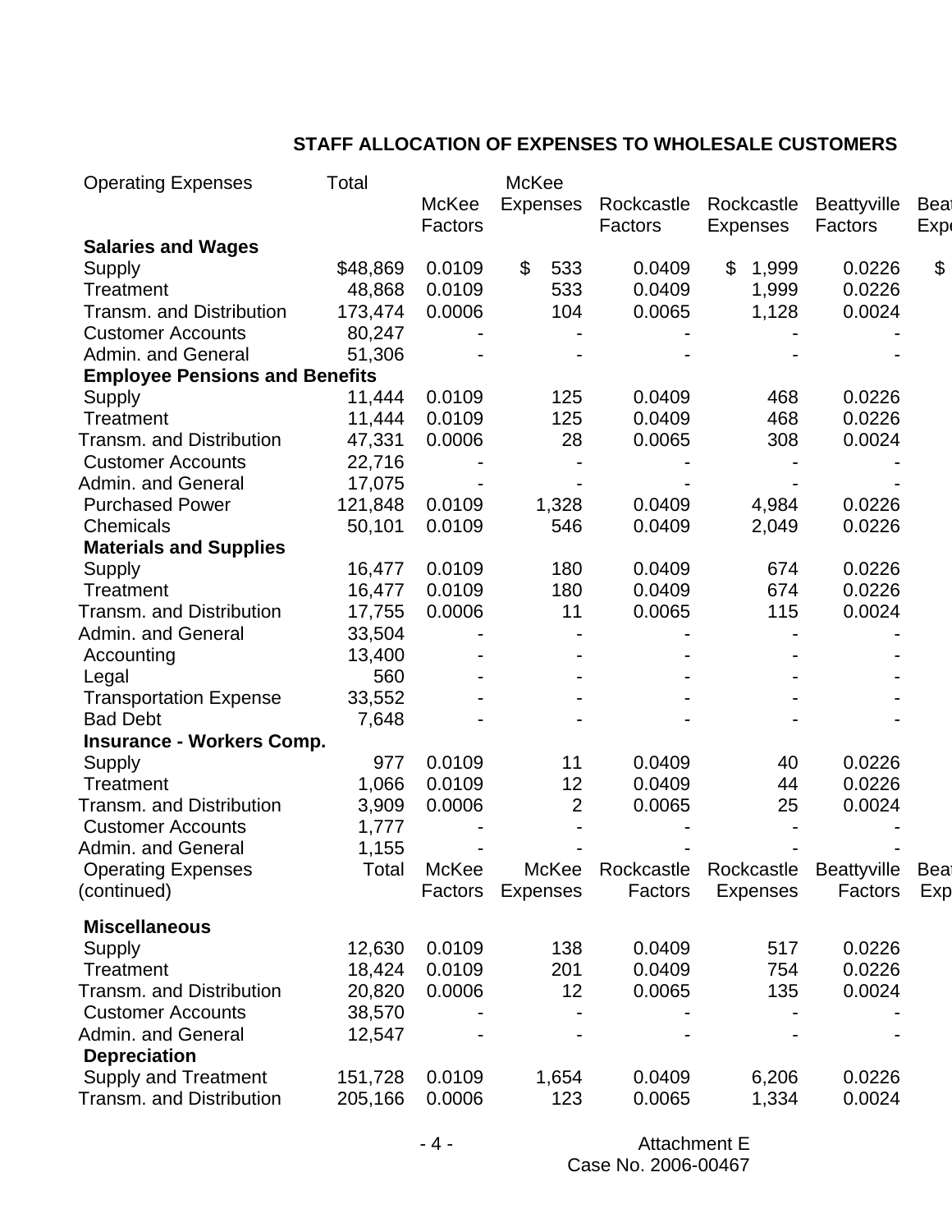**STAFF ALLOCATION OF EXPENSES TO WHOLESALE CUSTOMERS**

| Operating Expenses | Total | McKee Factors | McKee Expenses | Rockcastle Factors | Rockcastle Expenses | Beattyville Factors | Bea Exp |
|---|---|---|---|---|---|---|---|
| **Salaries and Wages** | | | | | | | |
| Supply | $48,869 | 0.0109 | $ 533 | 0.0409 | $ 1,999 | 0.0226 | $ |
| Treatment | 48,868 | 0.0109 | 533 | 0.0409 | 1,999 | 0.0226 | |
| Transm. and Distribution | 173,474 | 0.0006 | 104 | 0.0065 | 1,128 | 0.0024 | |
| Customer Accounts | 80,247 | - | - | - | - | - | |
| Admin. and General | 51,306 | - | - | - | - | - | |
| **Employee Pensions and Benefits** | | | | | | | |
| Supply | 11,444 | 0.0109 | 125 | 0.0409 | 468 | 0.0226 | |
| Treatment | 11,444 | 0.0109 | 125 | 0.0409 | 468 | 0.0226 | |
| Transm. and Distribution | 47,331 | 0.0006 | 28 | 0.0065 | 308 | 0.0024 | |
| Customer Accounts | 22,716 | - | - | - | - | - | |
| Admin. and General | 17,075 | - | - | - | - | - | |
| Purchased Power | 121,848 | 0.0109 | 1,328 | 0.0409 | 4,984 | 0.0226 | |
| Chemicals | 50,101 | 0.0109 | 546 | 0.0409 | 2,049 | 0.0226 | |
| **Materials and Supplies** | | | | | | | |
| Supply | 16,477 | 0.0109 | 180 | 0.0409 | 674 | 0.0226 | |
| Treatment | 16,477 | 0.0109 | 180 | 0.0409 | 674 | 0.0226 | |
| Transm. and Distribution | 17,755 | 0.0006 | 11 | 0.0065 | 115 | 0.0024 | |
| Admin. and General | 33,504 | - | - | - | - | - | |
| Accounting | 13,400 | - | - | - | - | - | |
| Legal | 560 | - | - | - | - | - | |
| Transportation Expense | 33,552 | - | - | - | - | - | |
| Bad Debt | 7,648 | - | - | - | - | - | |
| **Insurance - Workers Comp.** | | | | | | | |
| Supply | 977 | 0.0109 | 11 | 0.0409 | 40 | 0.0226 | |
| Treatment | 1,066 | 0.0109 | 12 | 0.0409 | 44 | 0.0226 | |
| Transm. and Distribution | 3,909 | 0.0006 | 2 | 0.0065 | 25 | 0.0024 | |
| Customer Accounts | 1,777 | - | - | - | - | - | |
| Admin. and General | 1,155 | - | - | - | - | - | |

| Operating Expenses (continued) | Total | McKee Factors | McKee Expenses | Rockcastle Factors | Rockcastle Expenses | Beattyville Factors | Bea Exp |
|---|---|---|---|---|---|---|---|
| **Miscellaneous** | | | | | | | |
| Supply | 12,630 | 0.0109 | 138 | 0.0409 | 517 | 0.0226 | |
| Treatment | 18,424 | 0.0109 | 201 | 0.0409 | 754 | 0.0226 | |
| Transm. and Distribution | 20,820 | 0.0006 | 12 | 0.0065 | 135 | 0.0024 | |
| Customer Accounts | 38,570 | - | - | - | - | - | |
| Admin. and General | 12,547 | - | - | - | - | - | |
| **Depreciation** | | | | | | | |
| Supply and Treatment | 151,728 | 0.0109 | 1,654 | 0.0409 | 6,206 | 0.0226 | |
| Transm. and Distribution | 205,166 | 0.0006 | 123 | 0.0065 | 1,334 | 0.0024 | |

Attachment E
Case No. 2006-00467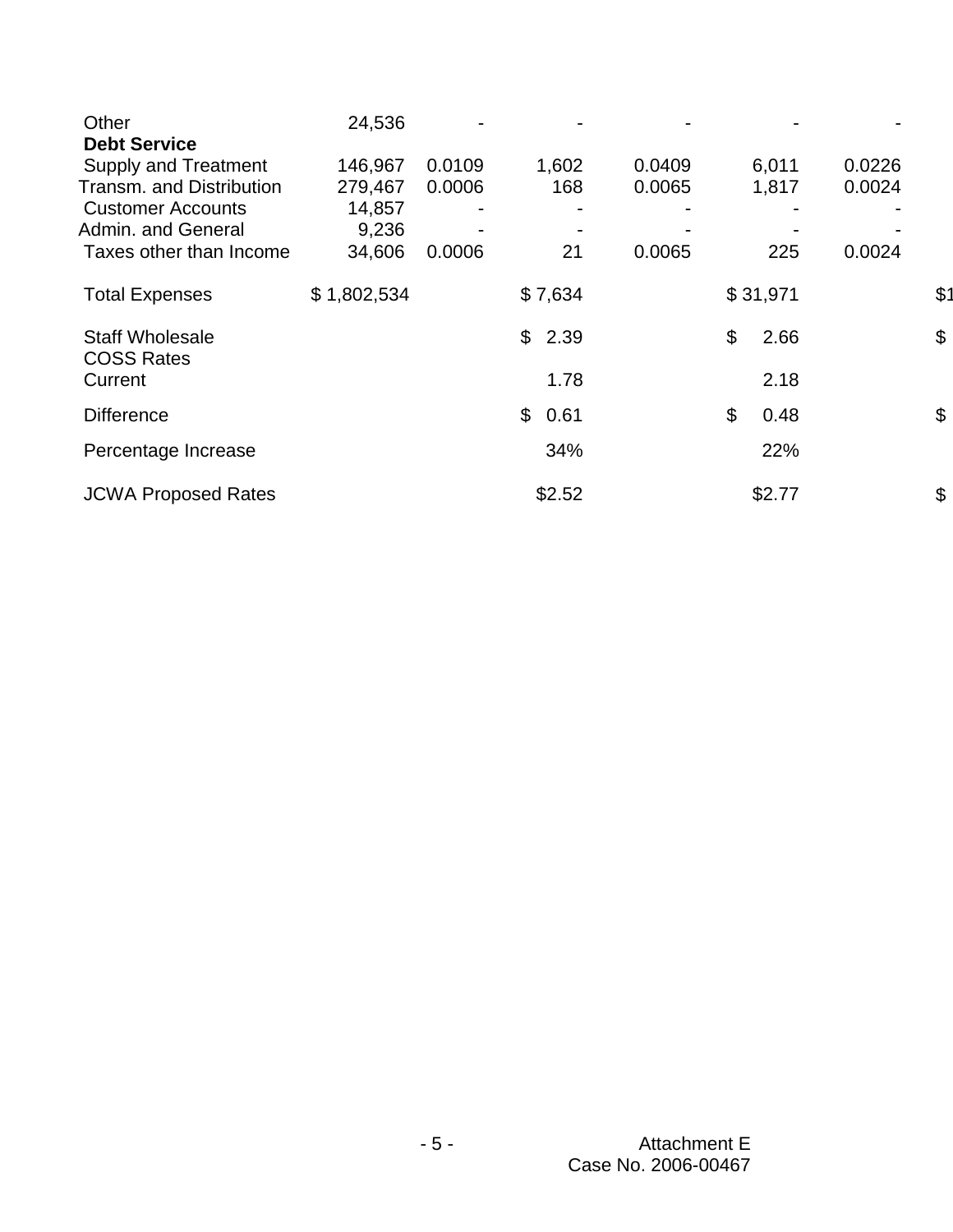| | | | | | | | |
|---|---|---|---|---|---|---|---|
| Other | 24,536 | - | - | - | - | - | |
| **Debt Service** | | | | | | | |
| Supply and Treatment | 146,967 | 0.0109 | 1,602 | 0.0409 | 6,011 | 0.0226 | |
| Transm. and Distribution | 279,467 | 0.0006 | 168 | 0.0065 | 1,817 | 0.0024 | |
| Customer Accounts | 14,857 | - | - | - | - | - | |
| Admin. and General | 9,236 | - | - | - | - | - | |
| Taxes other than Income | 34,606 | 0.0006 | 21 | 0.0065 | 225 | 0.0024 | |
| Total Expenses | $ 1,802,534 | | $ 7,634 | | $ 31,971 | | $1 |
| Staff Wholesale COSS Rates | | | $ 2.39 | | $ 2.66 | | $ |
| Current | | | 1.78 | | 2.18 | | |
| Difference | | | $ 0.61 | | $ 0.48 | | $ |
| Percentage Increase | | | 34% | | 22% | | |
| JCWA Proposed Rates | | | $2.52 | | $2.77 | | $ |

Attachment E
Case No. 2006-00467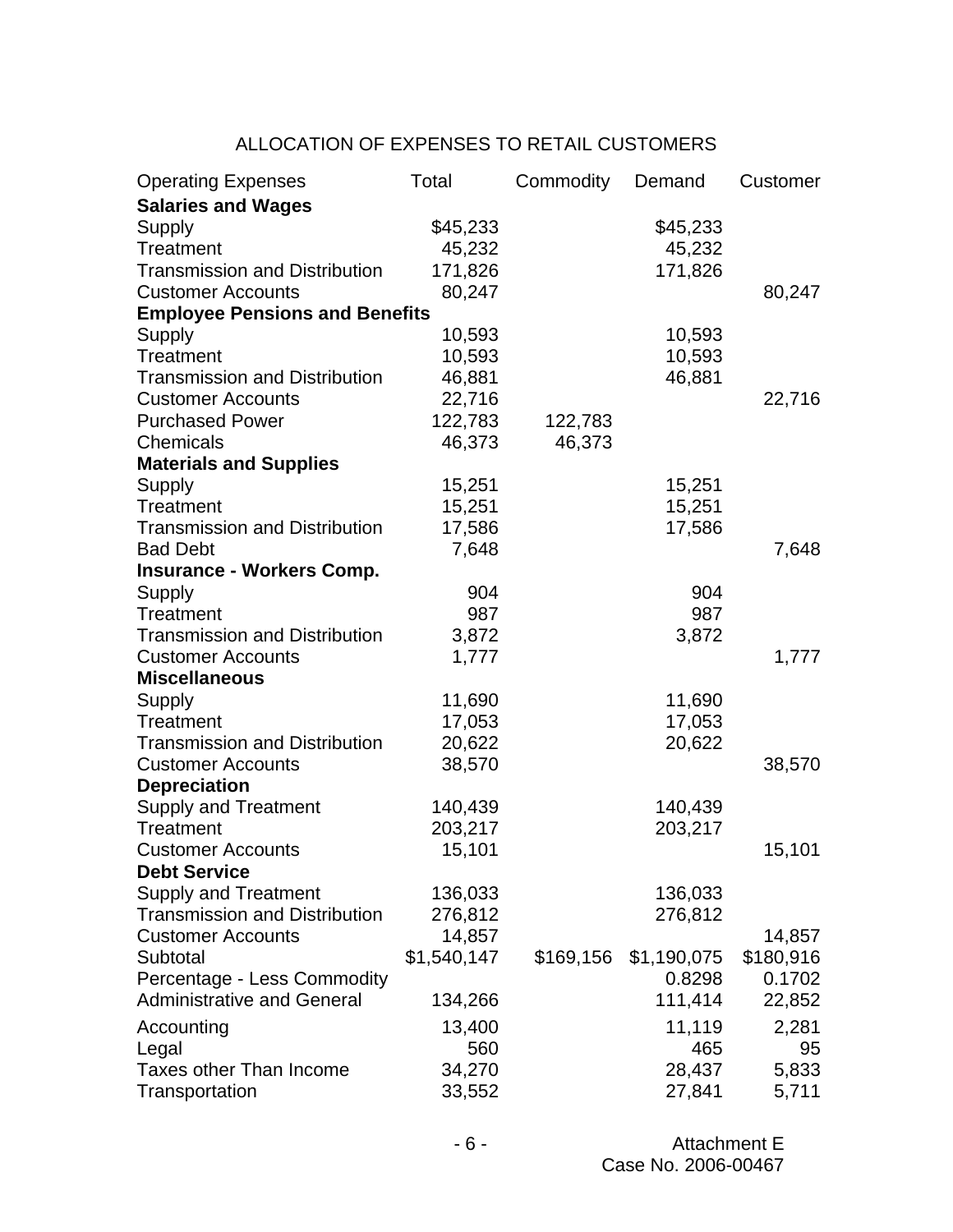## ALLOCATION OF EXPENSES TO RETAIL CUSTOMERS

| Operating Expenses | Total | Commodity | Demand | Customer |
|---|---|---|---|---|
| **Salaries and Wages** | | | | |
| Supply | $45,233 | | $45,233 | |
| Treatment | 45,232 | | 45,232 | |
| Transmission and Distribution | 171,826 | | 171,826 | |
| Customer Accounts | 80,247 | | | 80,247 |
| **Employee Pensions and Benefits** | | | | |
| Supply | 10,593 | | 10,593 | |
| Treatment | 10,593 | | 10,593 | |
| Transmission and Distribution | 46,881 | | 46,881 | |
| Customer Accounts | 22,716 | | | 22,716 |
| Purchased Power | 122,783 | 122,783 | | |
| Chemicals | 46,373 | 46,373 | | |
| **Materials and Supplies** | | | | |
| Supply | 15,251 | | 15,251 | |
| Treatment | 15,251 | | 15,251 | |
| Transmission and Distribution | 17,586 | | 17,586 | |
| Bad Debt | 7,648 | | | 7,648 |
| **Insurance - Workers Comp.** | | | | |
| Supply | 904 | | 904 | |
| Treatment | 987 | | 987 | |
| Transmission and Distribution | 3,872 | | 3,872 | |
| Customer Accounts | 1,777 | | | 1,777 |
| **Miscellaneous** | | | | |
| Supply | 11,690 | | 11,690 | |
| Treatment | 17,053 | | 17,053 | |
| Transmission and Distribution | 20,622 | | 20,622 | |
| Customer Accounts | 38,570 | | | 38,570 |
| **Depreciation** | | | | |
| Supply and Treatment | 140,439 | | 140,439 | |
| Treatment | 203,217 | | 203,217 | |
| Customer Accounts | 15,101 | | | 15,101 |
| **Debt Service** | | | | |
| Supply and Treatment | 136,033 | | 136,033 | |
| Transmission and Distribution | 276,812 | | 276,812 | |
| Customer Accounts | 14,857 | | | 14,857 |
| Subtotal | $1,540,147 | $169,156 | $1,190,075 | $180,916 |
| Percentage - Less Commodity | | | 0.8298 | 0.1702 |
| Administrative and General | 134,266 | | 111,414 | 22,852 |
| Accounting | 13,400 | | 11,119 | 2,281 |
| Legal | 560 | | 465 | 95 |
| Taxes other Than Income | 34,270 | | 28,437 | 5,833 |
| Transportation | 33,552 | | 27,841 | 5,711 |

Attachment E
Case No. 2006-00467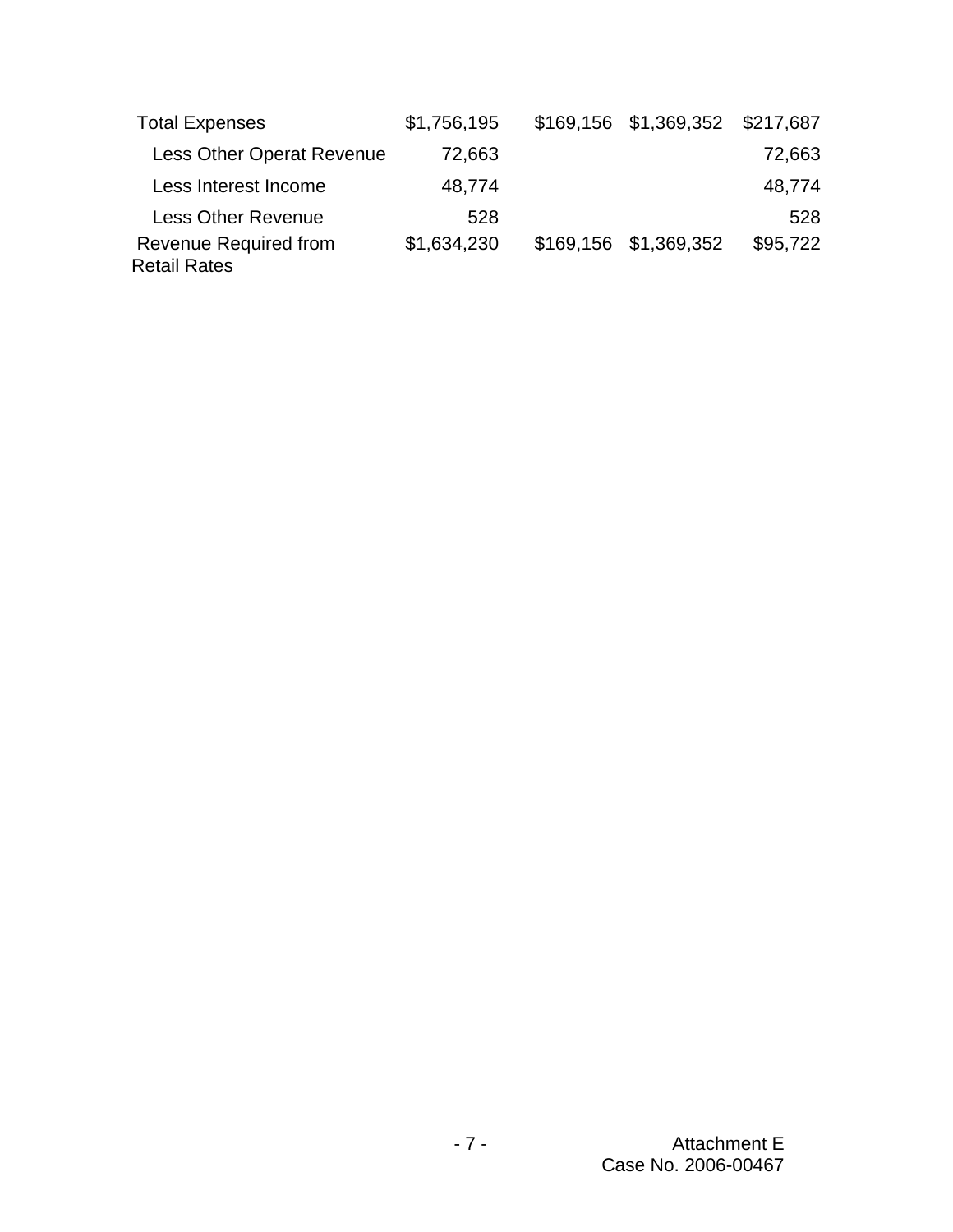| | | | | |
|---|---|---|---|---|
| Total Expenses | $1,756,195 | $169,156 | $1,369,352 | $217,687 |
| Less Other Operat Revenue | 72,663 | | | 72,663 |
| Less Interest Income | 48,774 | | | 48,774 |
| Less Other Revenue | 528 | | | 528 |
| Revenue Required from Retail Rates | $1,634,230 | $169,156 | $1,369,352 | $95,722 |

Attachment E
Case No. 2006-00467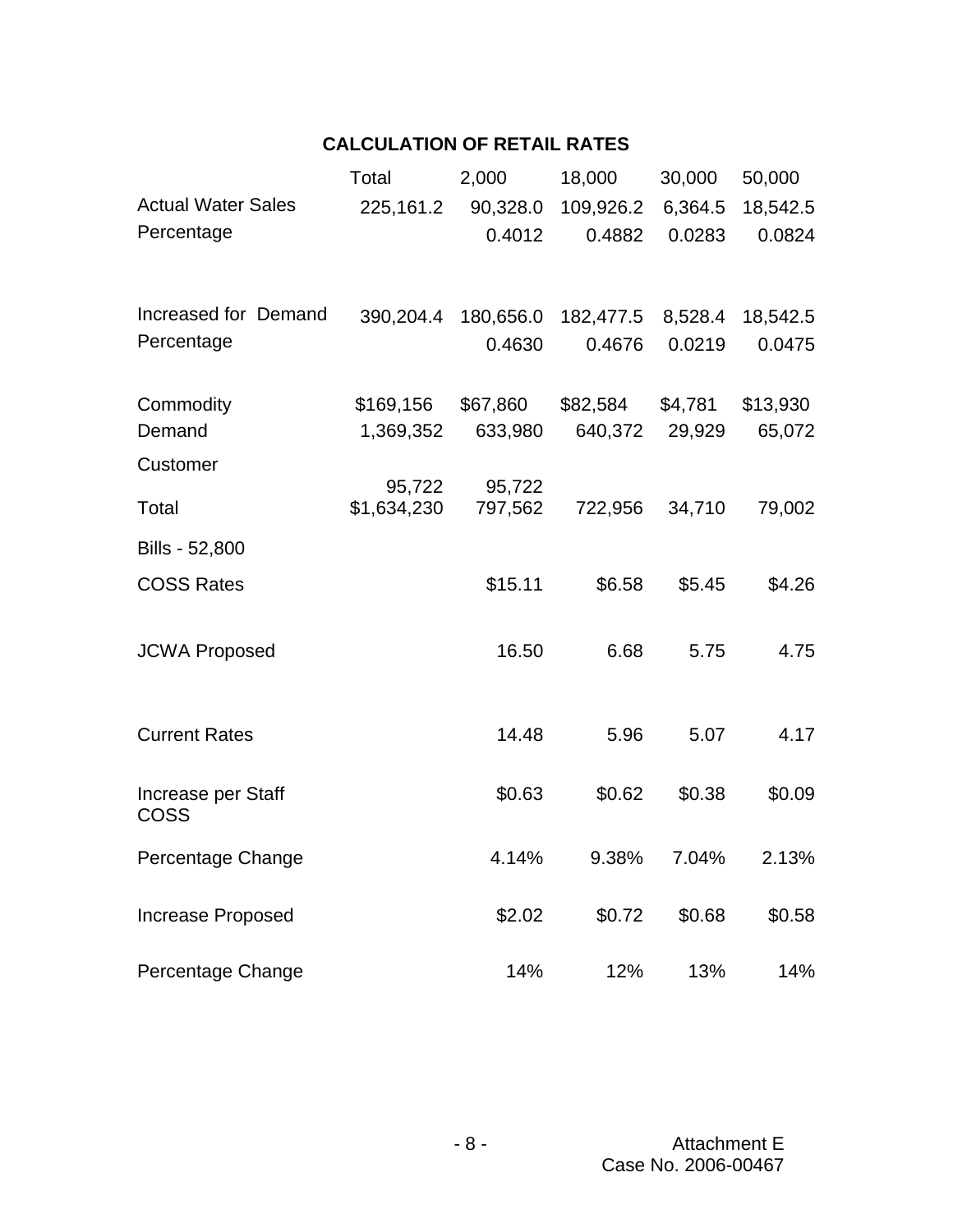## CALCULATION OF RETAIL RATES

| | Total | 2,000 | 18,000 | 30,000 | 50,000 |
|---|---|---|---|---|---|
| Actual Water Sales | 225,161.2 | 90,328.0 | 109,926.2 | 6,364.5 | 18,542.5 |
| Percentage | | 0.4012 | 0.4882 | 0.0283 | 0.0824 |
| Increased for Demand | 390,204.4 | 180,656.0 | 182,477.5 | 8,528.4 | 18,542.5 |
| Percentage | | 0.4630 | 0.4676 | 0.0219 | 0.0475 |
| Commodity | $169,156 | $67,860 | $82,584 | $4,781 | $13,930 |
| Demand | 1,369,352 | 633,980 | 640,372 | 29,929 | 65,072 |
| Customer | 95,722 | 95,722 | | | |
| Total | $1,634,230 | 797,562 | 722,956 | 34,710 | 79,002 |
| Bills - 52,800 | | | | | |
| COSS Rates | | $15.11 | $6.58 | $5.45 | $4.26 |
| JCWA Proposed | | 16.50 | 6.68 | 5.75 | 4.75 |
| Current Rates | | 14.48 | 5.96 | 5.07 | 4.17 |
| Increase per Staff COSS | | $0.63 | $0.62 | $0.38 | $0.09 |
| Percentage Change | | 4.14% | 9.38% | 7.04% | 2.13% |
| Increase Proposed | | $2.02 | $0.72 | $0.68 | $0.58 |
| Percentage Change | | 14% | 12% | 13% | 14% |

Attachment E
Case No. 2006-00467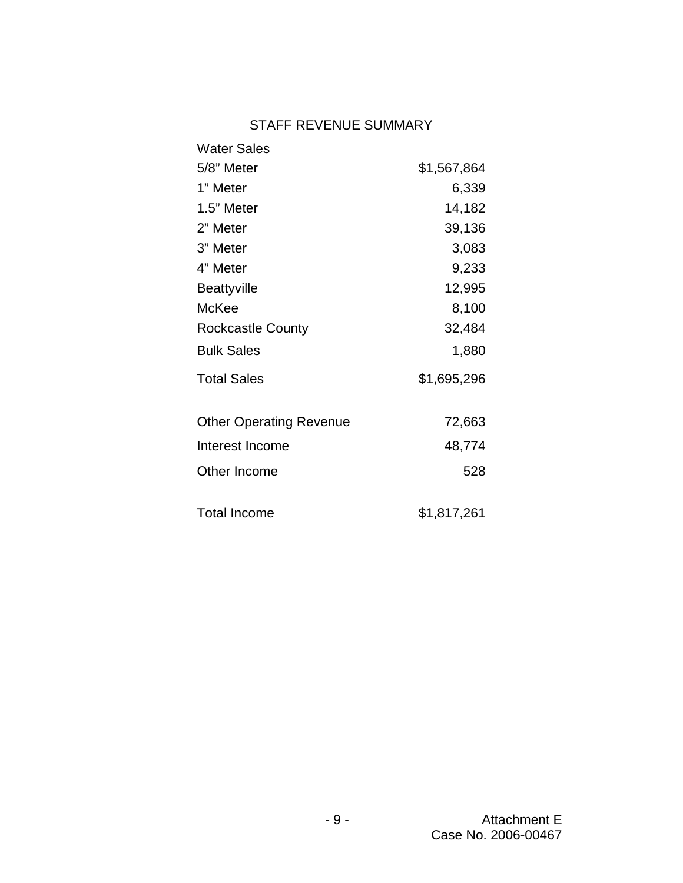## STAFF REVENUE SUMMARY

| Water Sales | |
|---|---|
| 5/8" Meter | $1,567,864 |
| 1" Meter | 6,339 |
| 1.5" Meter | 14,182 |
| 2" Meter | 39,136 |
| 3" Meter | 3,083 |
| 4" Meter | 9,233 |
| Beattyville | 12,995 |
| McKee | 8,100 |
| Rockcastle County | 32,484 |
| Bulk Sales | 1,880 |
| Total Sales | $1,695,296 |
| | |
| Other Operating Revenue | 72,663 |
| Interest Income | 48,774 |
| Other Income | 528 |
| | |
| Total Income | $1,817,261 |

Attachment E
Case No. 2006-00467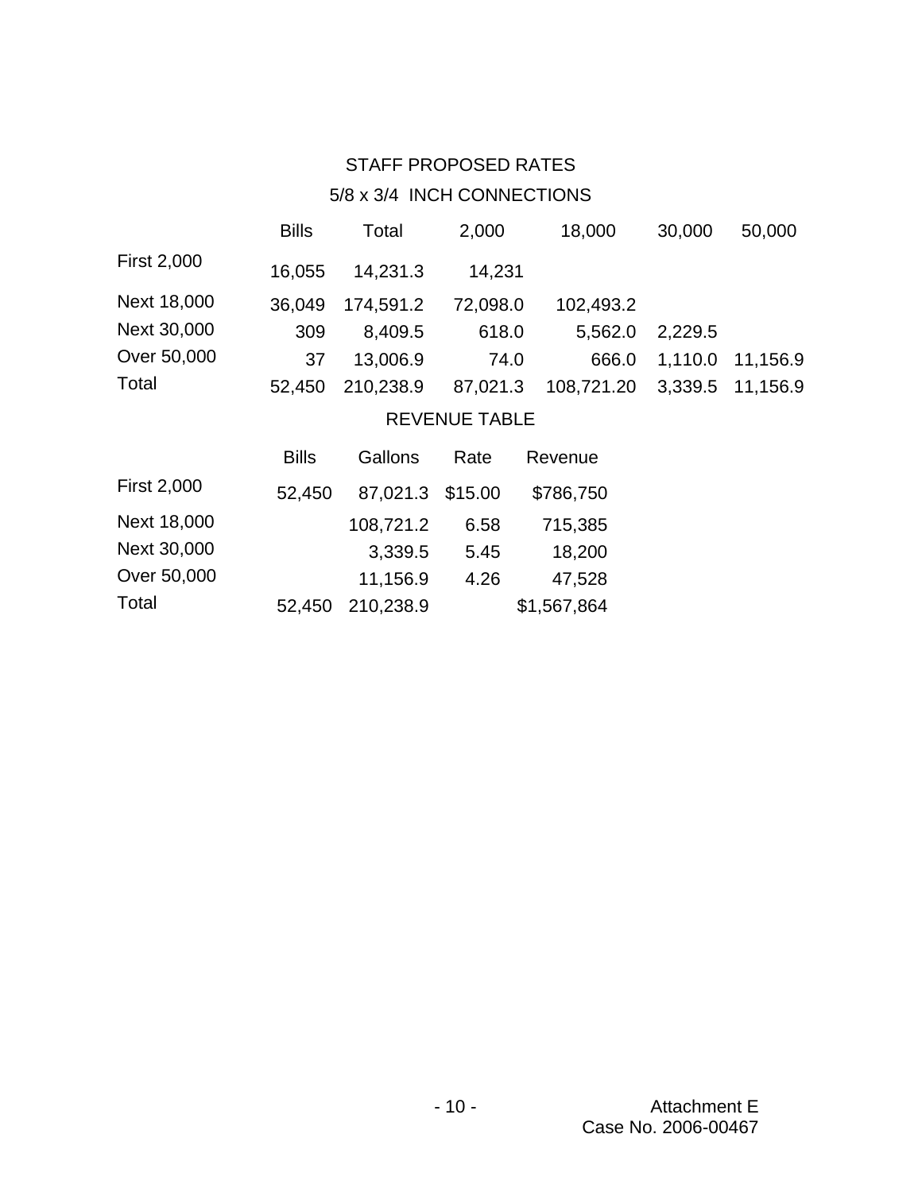STAFF PROPOSED RATES

5/8 x 3/4 INCH CONNECTIONS

| | Bills | Total | 2,000 | 18,000 | 30,000 | 50,000 |
|---|---|---|---|---|---|---|
| First 2,000 | 16,055 | 14,231.3 | 14,231 | | | |
| Next 18,000 | 36,049 | 174,591.2 | 72,098.0 | 102,493.2 | | |
| Next 30,000 | 309 | 8,409.5 | 618.0 | 5,562.0 | 2,229.5 | |
| Over 50,000 | 37 | 13,006.9 | 74.0 | 666.0 | 1,110.0 | 11,156.9 |
| Total | 52,450 | 210,238.9 | 87,021.3 | 108,721.20 | 3,339.5 | 11,156.9 |

REVENUE TABLE

| | Bills | Gallons | Rate | Revenue |
|---|---|---|---|---|
| First 2,000 | 52,450 | 87,021.3 | $15.00 | $786,750 |
| Next 18,000 | | 108,721.2 | 6.58 | 715,385 |
| Next 30,000 | | 3,339.5 | 5.45 | 18,200 |
| Over 50,000 | | 11,156.9 | 4.26 | 47,528 |
| Total | 52,450 | 210,238.9 | | $1,567,864 |

Attachment E
Case No. 2006-00467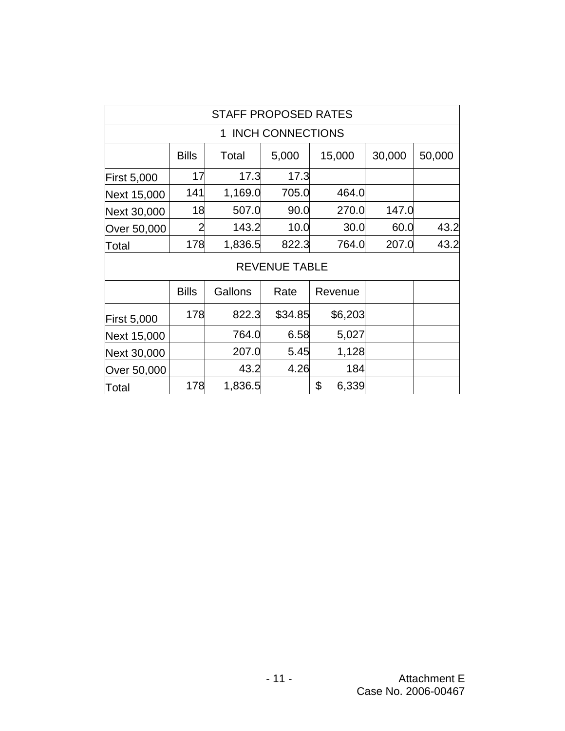| STAFF PROPOSED RATES | | | | | | |
|---|---|---|---|---|---|---|
| 1 INCH CONNECTIONS | | | | | | |
| | Bills | Total | 5,000 | 15,000 | 30,000 | 50,000 |
| First 5,000 | 17 | 17.3 | 17.3 | | | |
| Next 15,000 | 141 | 1,169.0 | 705.0 | 464.0 | | |
| Next 30,000 | 18 | 507.0 | 90.0 | 270.0 | 147.0 | |
| Over 50,000 | 2 | 143.2 | 10.0 | 30.0 | 60.0 | 43.2 |
| Total | 178 | 1,836.5 | 822.3 | 764.0 | 207.0 | 43.2 |
| REVENUE TABLE | | | | | | |
| | Bills | Gallons | Rate | Revenue | | |
| First 5,000 | 178 | 822.3 | $34.85 | $6,203 | | |
| Next 15,000 | | 764.0 | 6.58 | 5,027 | | |
| Next 30,000 | | 207.0 | 5.45 | 1,128 | | |
| Over 50,000 | | 43.2 | 4.26 | 184 | | |
| Total | 178 | 1,836.5 | | $ 6,339 | | |

Attachment E
Case No. 2006-00467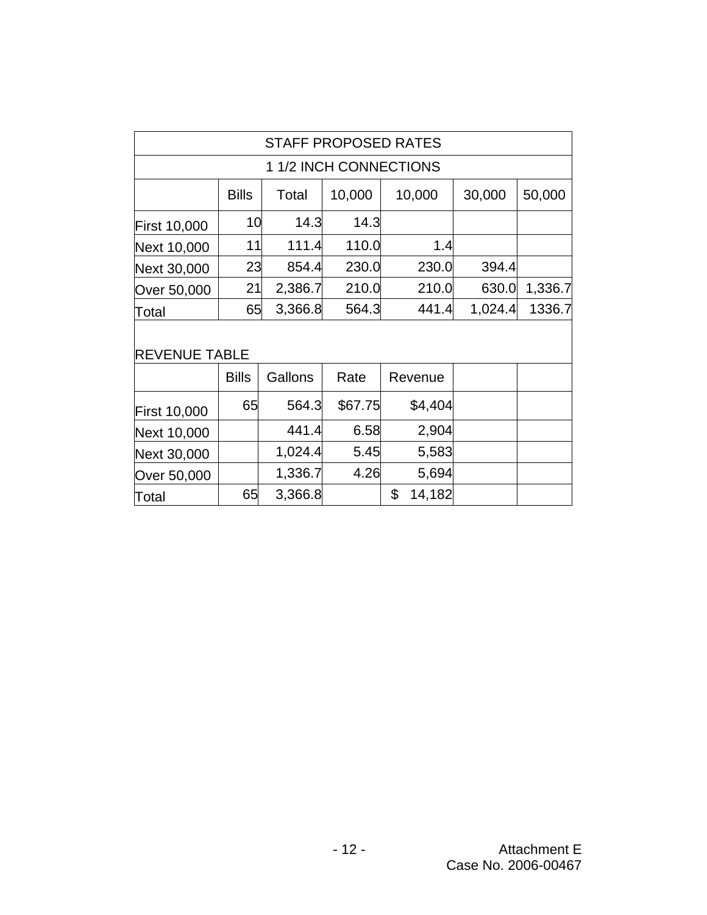| STAFF PROPOSED RATES | | | | | | |
|---|---|---|---|---|---|---|
| 1 1/2 INCH CONNECTIONS | | | | | | |
| | Bills | Total | 10,000 | 10,000 | 30,000 | 50,000 |
| First 10,000 | 10 | 14.3 | 14.3 | | | |
| Next 10,000 | 11 | 111.4 | 110.0 | 1.4 | | |
| Next 30,000 | 23 | 854.4 | 230.0 | 230.0 | 394.4 | |
| Over 50,000 | 21 | 2,386.7 | 210.0 | 210.0 | 630.0 | 1,336.7 |
| Total | 65 | 3,366.8 | 564.3 | 441.4 | 1,024.4 | 1336.7 |

REVENUE TABLE

| | Bills | Gallons | Rate | Revenue |
|---|---|---|---|---|
| First 10,000 | 65 | 564.3 | $67.75 | $4,404 |
| Next 10,000 | | 441.4 | 6.58 | 2,904 |
| Next 30,000 | | 1,024.4 | 5.45 | 5,583 |
| Over 50,000 | | 1,336.7 | 4.26 | 5,694 |
| Total | 65 | 3,366.8 | | $ 14,182 |

Attachment E
Case No. 2006-00467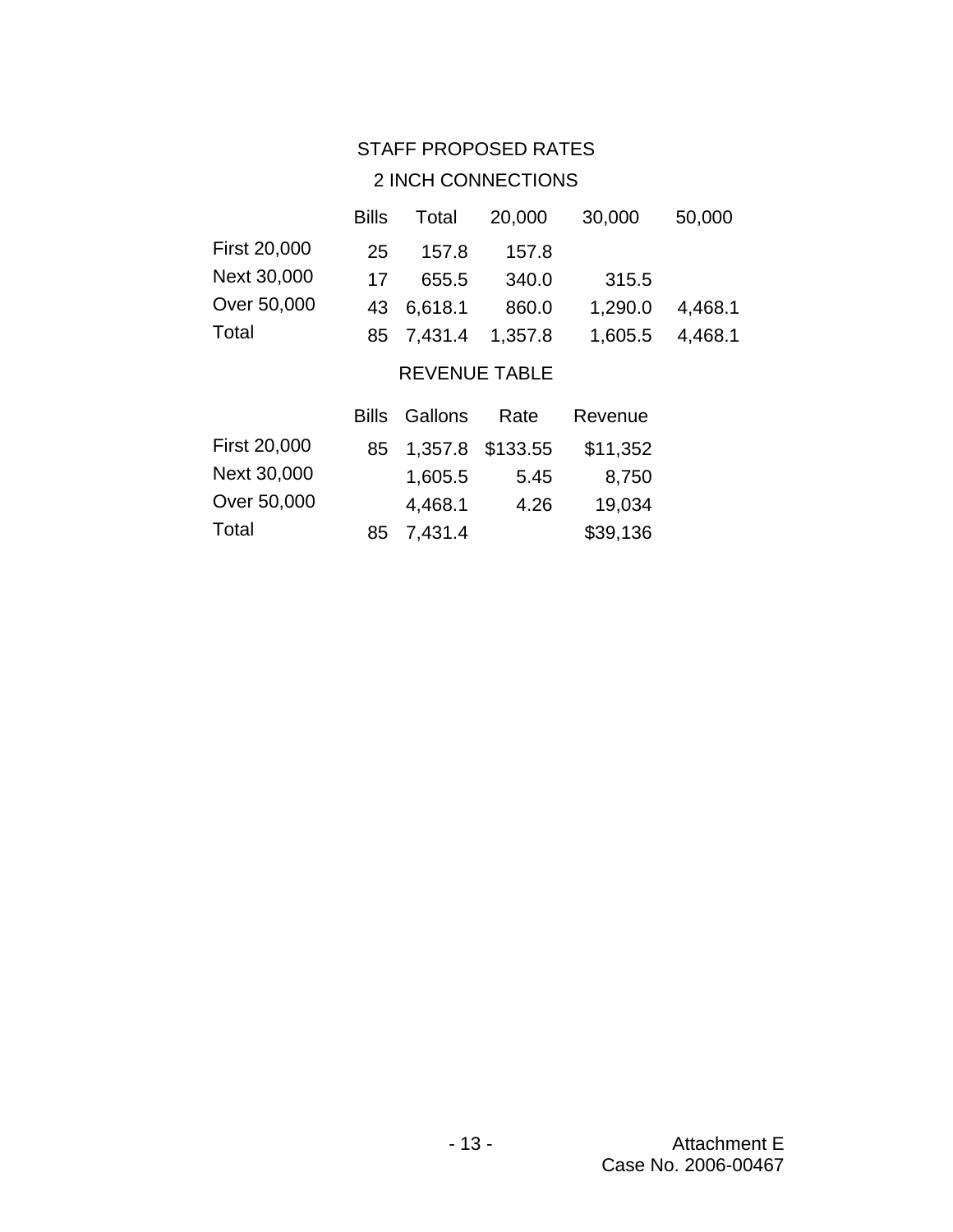STAFF PROPOSED RATES

2 INCH CONNECTIONS

| | Bills | Total | 20,000 | 30,000 | 50,000 |
|---|---|---|---|---|---|
| First 20,000 | 25 | 157.8 | 157.8 | | |
| Next 30,000 | 17 | 655.5 | 340.0 | 315.5 | |
| Over 50,000 | 43 | 6,618.1 | 860.0 | 1,290.0 | 4,468.1 |
| Total | 85 | 7,431.4 | 1,357.8 | 1,605.5 | 4,468.1 |

REVENUE TABLE

| | Bills | Gallons | Rate | Revenue |
|---|---|---|---|---|
| First 20,000 | 85 | 1,357.8 | $133.55 | $11,352 |
| Next 30,000 | | 1,605.5 | 5.45 | 8,750 |
| Over 50,000 | | 4,468.1 | 4.26 | 19,034 |
| Total | 85 | 7,431.4 | | $39,136 |

Attachment E
Case No. 2006-00467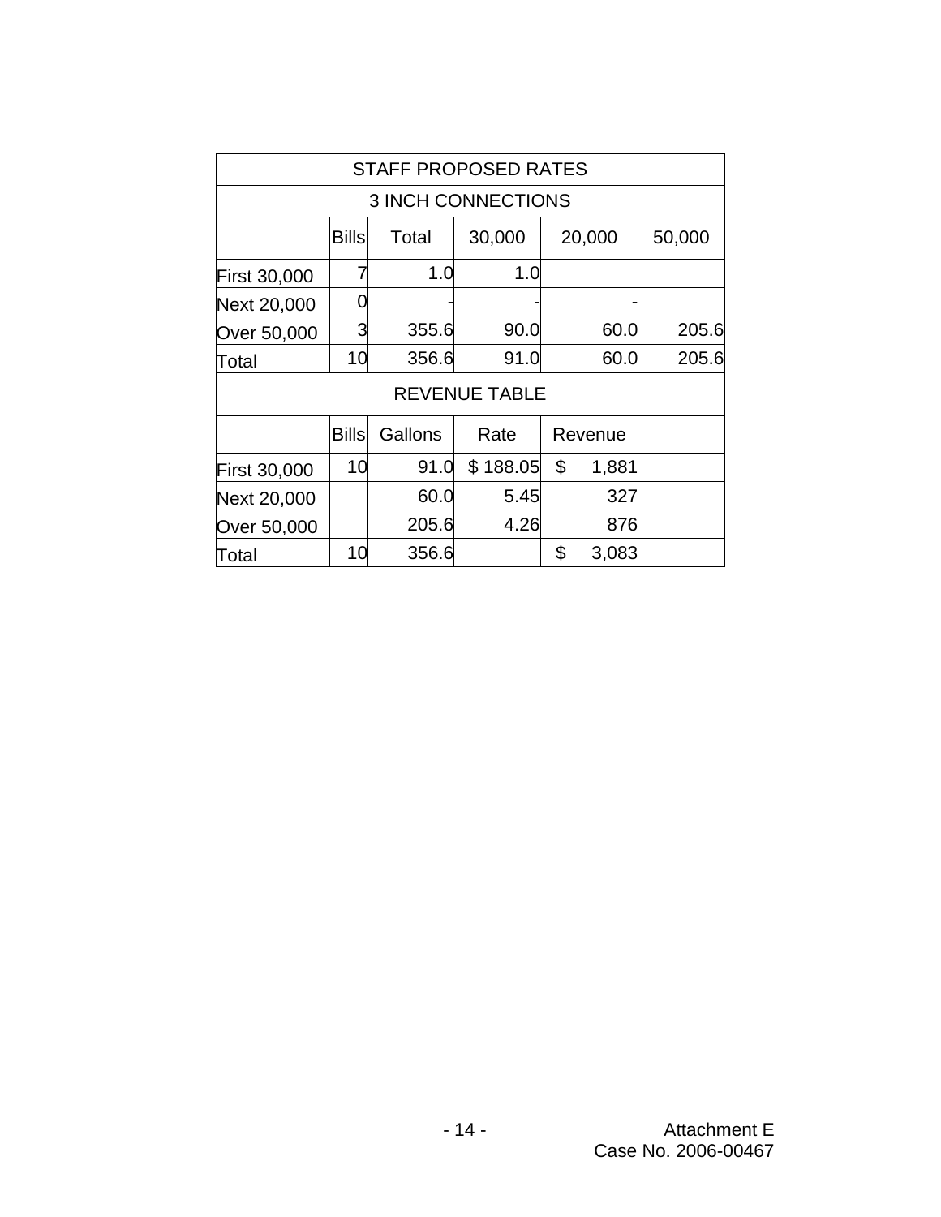| STAFF PROPOSED RATES | | | | | |
|---|---|---|---|---|---|
| 3 INCH CONNECTIONS | | | | | |
| | Bills | Total | 30,000 | 20,000 | 50,000 |
| First 30,000 | 7 | 1.0 | 1.0 | | |
| Next 20,000 | 0 | - | - | - | |
| Over 50,000 | 3 | 355.6 | 90.0 | 60.0 | 205.6 |
| Total | 10 | 356.6 | 91.0 | 60.0 | 205.6 |
| REVENUE TABLE | | | | | |
| | Bills | Gallons | Rate | Revenue | |
| First 30,000 | 10 | 91.0 | $ 188.05 | $ 1,881 | |
| Next 20,000 | | 60.0 | 5.45 | 327 | |
| Over 50,000 | | 205.6 | 4.26 | 876 | |
| Total | 10 | 356.6 | | $ 3,083 | |

Attachment E
Case No. 2006-00467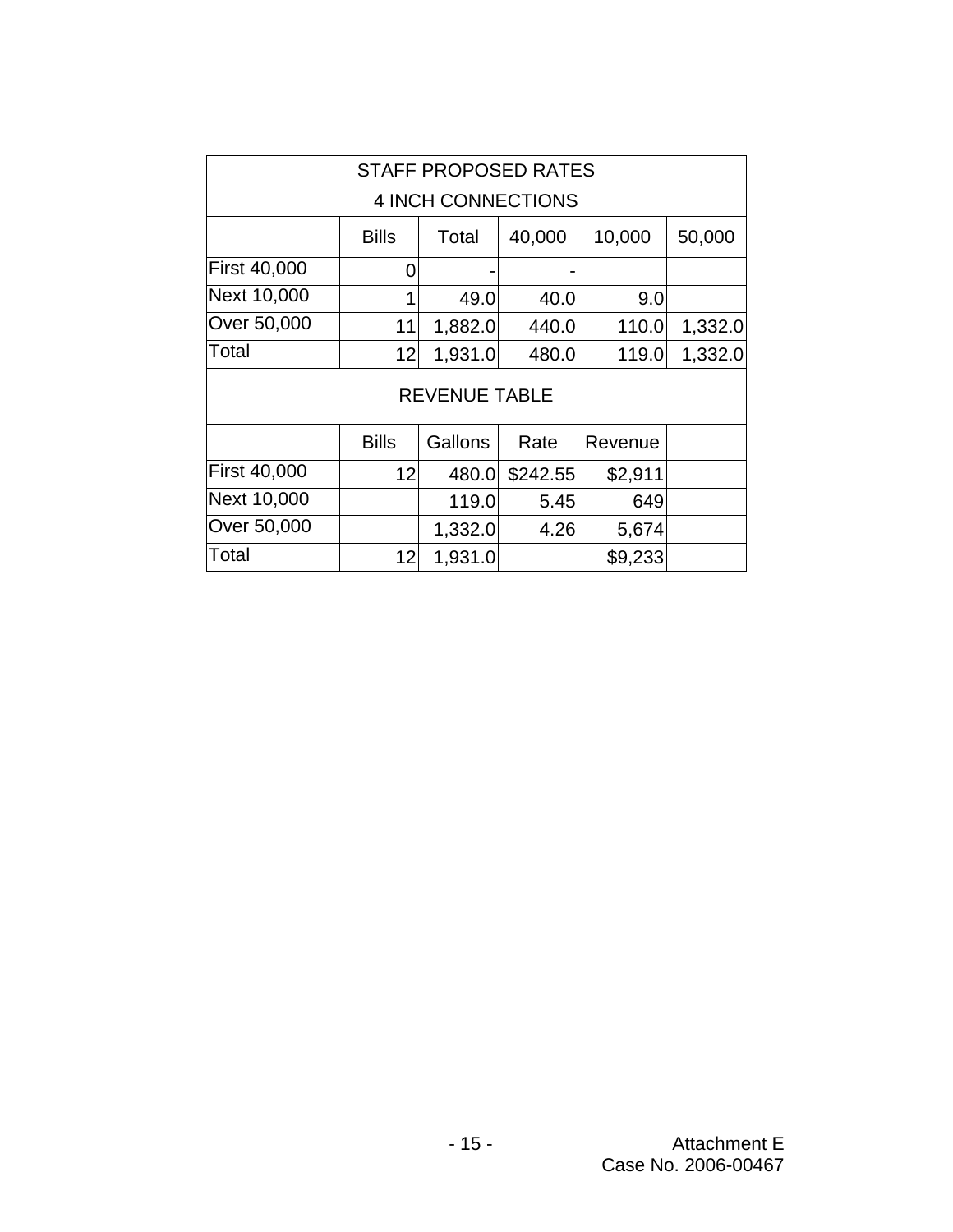| STAFF PROPOSED RATES | | | | | |
|---|---|---|---|---|---|
| 4 INCH CONNECTIONS | | | | | |
| | Bills | Total | 40,000 | 10,000 | 50,000 |
| First 40,000 | 0 | - | - | | |
| Next 10,000 | 1 | 49.0 | 40.0 | 9.0 | |
| Over 50,000 | 11 | 1,882.0 | 440.0 | 110.0 | 1,332.0 |
| Total | 12 | 1,931.0 | 480.0 | 119.0 | 1,332.0 |
| REVENUE TABLE | | | | | |
| | Bills | Gallons | Rate | Revenue | |
| First 40,000 | 12 | 480.0 | $242.55 | $2,911 | |
| Next 10,000 | | 119.0 | 5.45 | 649 | |
| Over 50,000 | | 1,332.0 | 4.26 | 5,674 | |
| Total | 12 | 1,931.0 | | $9,233 | |

Attachment E
Case No. 2006-00467